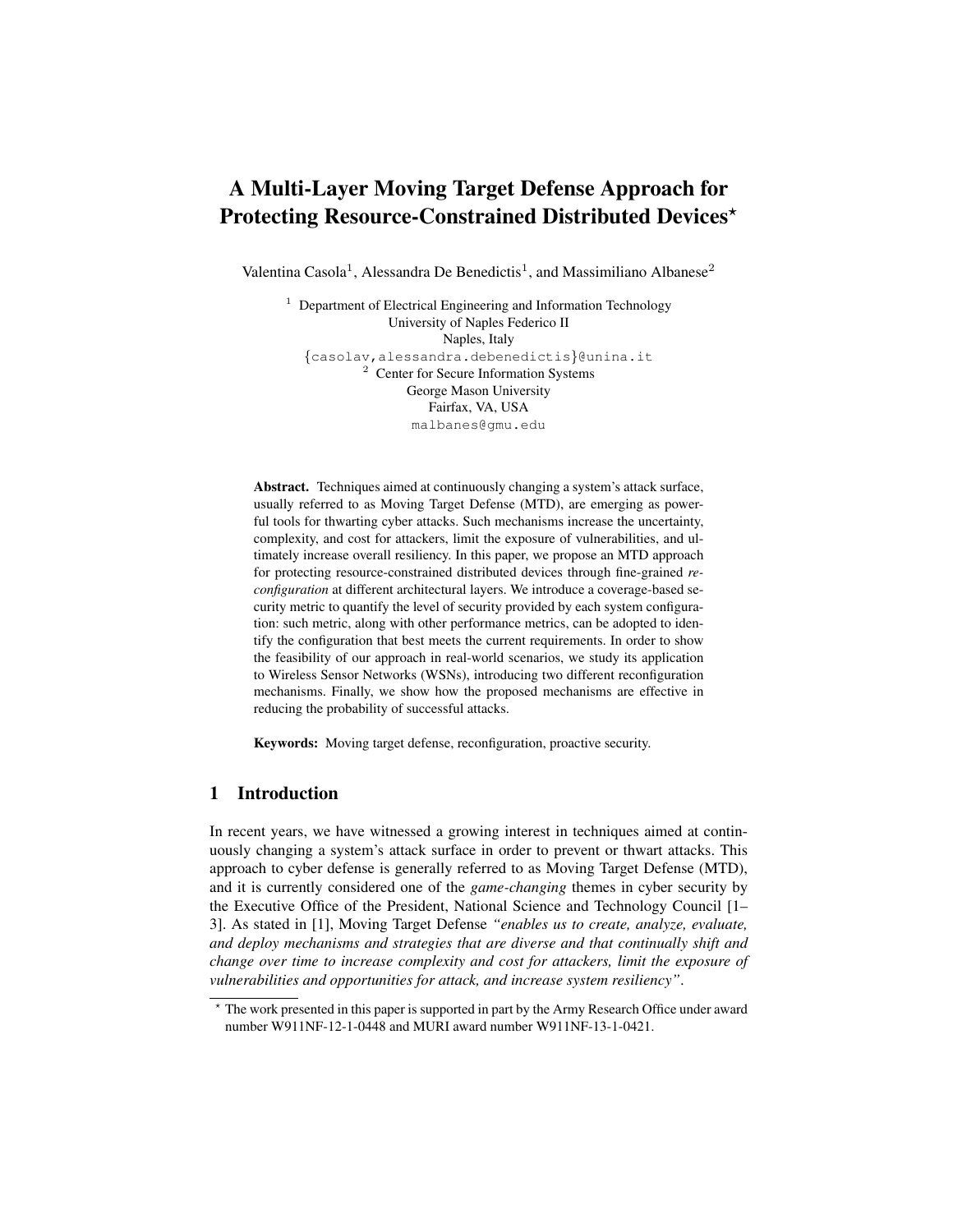# A Multi-Layer Moving Target Defense Approach for Protecting Resource-Constrained Distributed Devices*

Valentina Casola[1], Alessandra De Benedictis[1], and Massimiliano Albanese[2]

[1] Department of Electrical Engineering and Information Technology
University of Naples Federico II
Naples, Italy
{casolav,alessandra.debenedictis}@unina.it

[2] Center for Secure Information Systems
George Mason University
Fairfax, VA, USA
malbanes@gmu.edu

**Abstract.** Techniques aimed at continuously changing a system's attack surface, usually referred to as Moving Target Defense (MTD), are emerging as powerful tools for thwarting cyber attacks. Such mechanisms increase the uncertainty, complexity, and cost for attackers, limit the exposure of vulnerabilities, and ultimately increase overall resiliency. In this paper, we propose an MTD approach for protecting resource-constrained distributed devices through fine-grained *reconfiguration* at different architectural layers. We introduce a coverage-based security metric to quantify the level of security provided by each system configuration: such metric, along with other performance metrics, can be adopted to identify the configuration that best meets the current requirements. In order to show the feasibility of our approach in real-world scenarios, we study its application to Wireless Sensor Networks (WSNs), introducing two different reconfiguration mechanisms. Finally, we show how the proposed mechanisms are effective in reducing the probability of successful attacks.

**Keywords:** Moving target defense, reconfiguration, proactive security.

## 1 Introduction

In recent years, we have witnessed a growing interest in techniques aimed at continuously changing a system's attack surface in order to prevent or thwart attacks. This approach to cyber defense is generally referred to as Moving Target Defense (MTD), and it is currently considered one of the *game-changing* themes in cyber security by the Executive Office of the President, National Science and Technology Council [1–3]. As stated in [1], Moving Target Defense *"enables us to create, analyze, evaluate, and deploy mechanisms and strategies that are diverse and that continually shift and change over time to increase complexity and cost for attackers, limit the exposure of vulnerabilities and opportunities for attack, and increase system resiliency"*.

* The work presented in this paper is supported in part by the Army Research Office under award number W911NF-12-1-0448 and MURI award number W911NF-13-1-0421.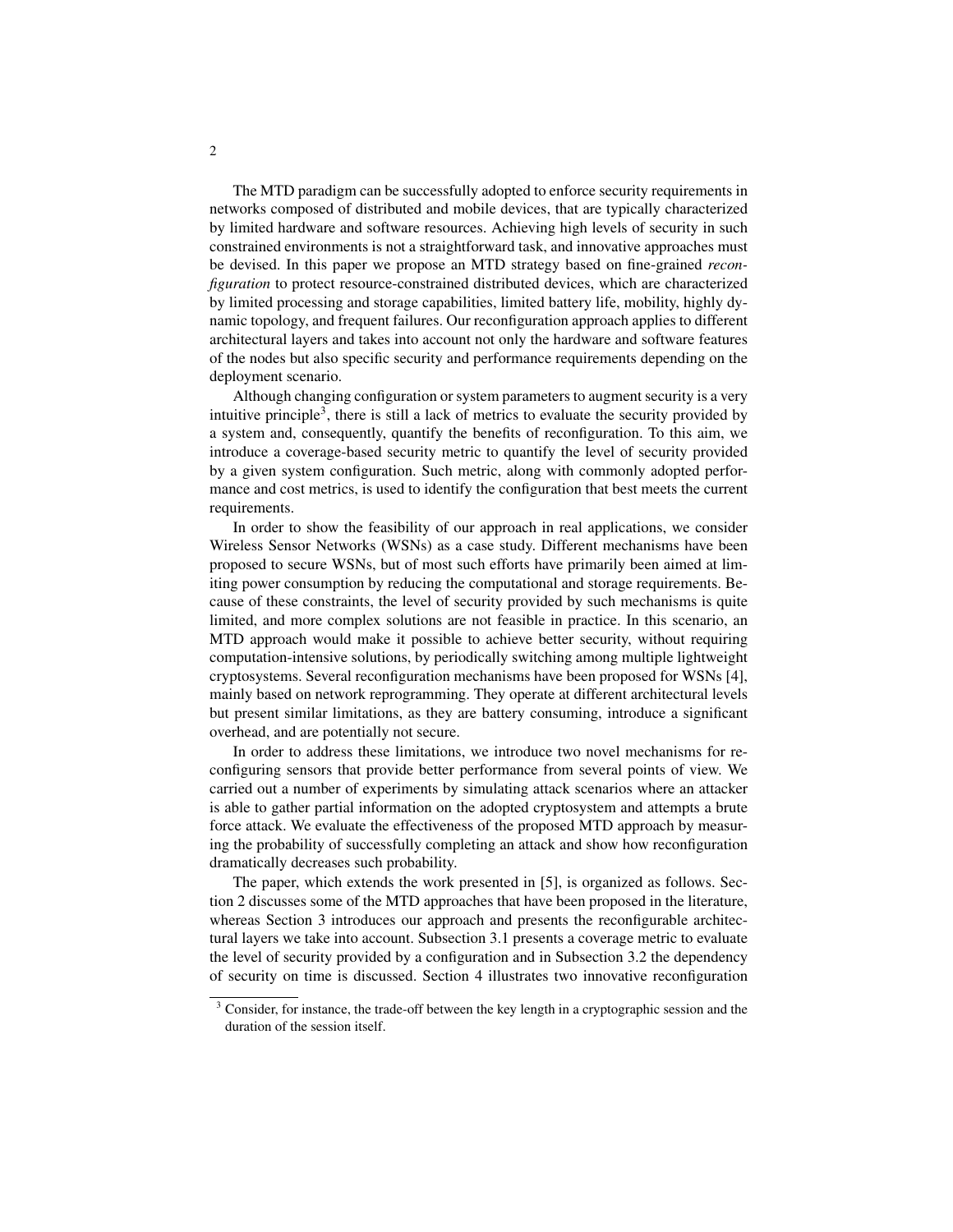The MTD paradigm can be successfully adopted to enforce security requirements in networks composed of distributed and mobile devices, that are typically characterized by limited hardware and software resources. Achieving high levels of security in such constrained environments is not a straightforward task, and innovative approaches must be devised. In this paper we propose an MTD strategy based on fine-grained *reconfiguration* to protect resource-constrained distributed devices, which are characterized by limited processing and storage capabilities, limited battery life, mobility, highly dynamic topology, and frequent failures. Our reconfiguration approach applies to different architectural layers and takes into account not only the hardware and software features of the nodes but also specific security and performance requirements depending on the deployment scenario.

Although changing configuration or system parameters to augment security is a very intuitive principle[3], there is still a lack of metrics to evaluate the security provided by a system and, consequently, quantify the benefits of reconfiguration. To this aim, we introduce a coverage-based security metric to quantify the level of security provided by a given system configuration. Such metric, along with commonly adopted performance and cost metrics, is used to identify the configuration that best meets the current requirements.

In order to show the feasibility of our approach in real applications, we consider Wireless Sensor Networks (WSNs) as a case study. Different mechanisms have been proposed to secure WSNs, but of most such efforts have primarily been aimed at limiting power consumption by reducing the computational and storage requirements. Because of these constraints, the level of security provided by such mechanisms is quite limited, and more complex solutions are not feasible in practice. In this scenario, an MTD approach would make it possible to achieve better security, without requiring computation-intensive solutions, by periodically switching among multiple lightweight cryptosystems. Several reconfiguration mechanisms have been proposed for WSNs [4], mainly based on network reprogramming. They operate at different architectural levels but present similar limitations, as they are battery consuming, introduce a significant overhead, and are potentially not secure.

In order to address these limitations, we introduce two novel mechanisms for reconfiguring sensors that provide better performance from several points of view. We carried out a number of experiments by simulating attack scenarios where an attacker is able to gather partial information on the adopted cryptosystem and attempts a brute force attack. We evaluate the effectiveness of the proposed MTD approach by measuring the probability of successfully completing an attack and show how reconfiguration dramatically decreases such probability.

The paper, which extends the work presented in [5], is organized as follows. Section 2 discusses some of the MTD approaches that have been proposed in the literature, whereas Section 3 introduces our approach and presents the reconfigurable architectural layers we take into account. Subsection 3.1 presents a coverage metric to evaluate the level of security provided by a configuration and in Subsection 3.2 the dependency of security on time is discussed. Section 4 illustrates two innovative reconfiguration

[3] Consider, for instance, the trade-off between the key length in a cryptographic session and the duration of the session itself.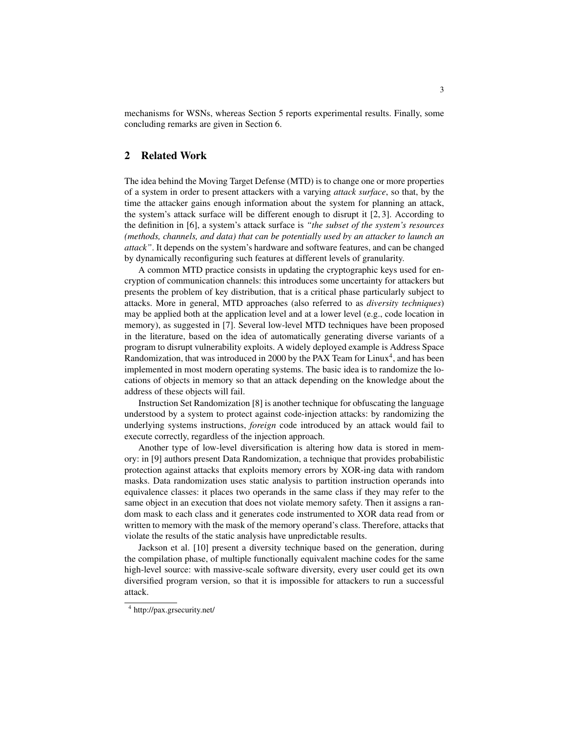mechanisms for WSNs, whereas Section 5 reports experimental results. Finally, some concluding remarks are given in Section 6.

## 2 Related Work

The idea behind the Moving Target Defense (MTD) is to change one or more properties of a system in order to present attackers with a varying *attack surface*, so that, by the time the attacker gains enough information about the system for planning an attack, the system's attack surface will be different enough to disrupt it [2, 3]. According to the definition in [6], a system's attack surface is *"the subset of the system's resources (methods, channels, and data) that can be potentially used by an attacker to launch an attack"*. It depends on the system's hardware and software features, and can be changed by dynamically reconfiguring such features at different levels of granularity.

A common MTD practice consists in updating the cryptographic keys used for encryption of communication channels: this introduces some uncertainty for attackers but presents the problem of key distribution, that is a critical phase particularly subject to attacks. More in general, MTD approaches (also referred to as *diversity techniques*) may be applied both at the application level and at a lower level (e.g., code location in memory), as suggested in [7]. Several low-level MTD techniques have been proposed in the literature, based on the idea of automatically generating diverse variants of a program to disrupt vulnerability exploits. A widely deployed example is Address Space Randomization, that was introduced in 2000 by the PAX Team for Linux[4], and has been implemented in most modern operating systems. The basic idea is to randomize the locations of objects in memory so that an attack depending on the knowledge about the address of these objects will fail.

Instruction Set Randomization [8] is another technique for obfuscating the language understood by a system to protect against code-injection attacks: by randomizing the underlying systems instructions, *foreign* code introduced by an attack would fail to execute correctly, regardless of the injection approach.

Another type of low-level diversification is altering how data is stored in memory: in [9] authors present Data Randomization, a technique that provides probabilistic protection against attacks that exploits memory errors by XOR-ing data with random masks. Data randomization uses static analysis to partition instruction operands into equivalence classes: it places two operands in the same class if they may refer to the same object in an execution that does not violate memory safety. Then it assigns a random mask to each class and it generates code instrumented to XOR data read from or written to memory with the mask of the memory operand's class. Therefore, attacks that violate the results of the static analysis have unpredictable results.

Jackson et al. [10] present a diversity technique based on the generation, during the compilation phase, of multiple functionally equivalent machine codes for the same high-level source: with massive-scale software diversity, every user could get its own diversified program version, so that it is impossible for attackers to run a successful attack.

[4] http://pax.grsecurity.net/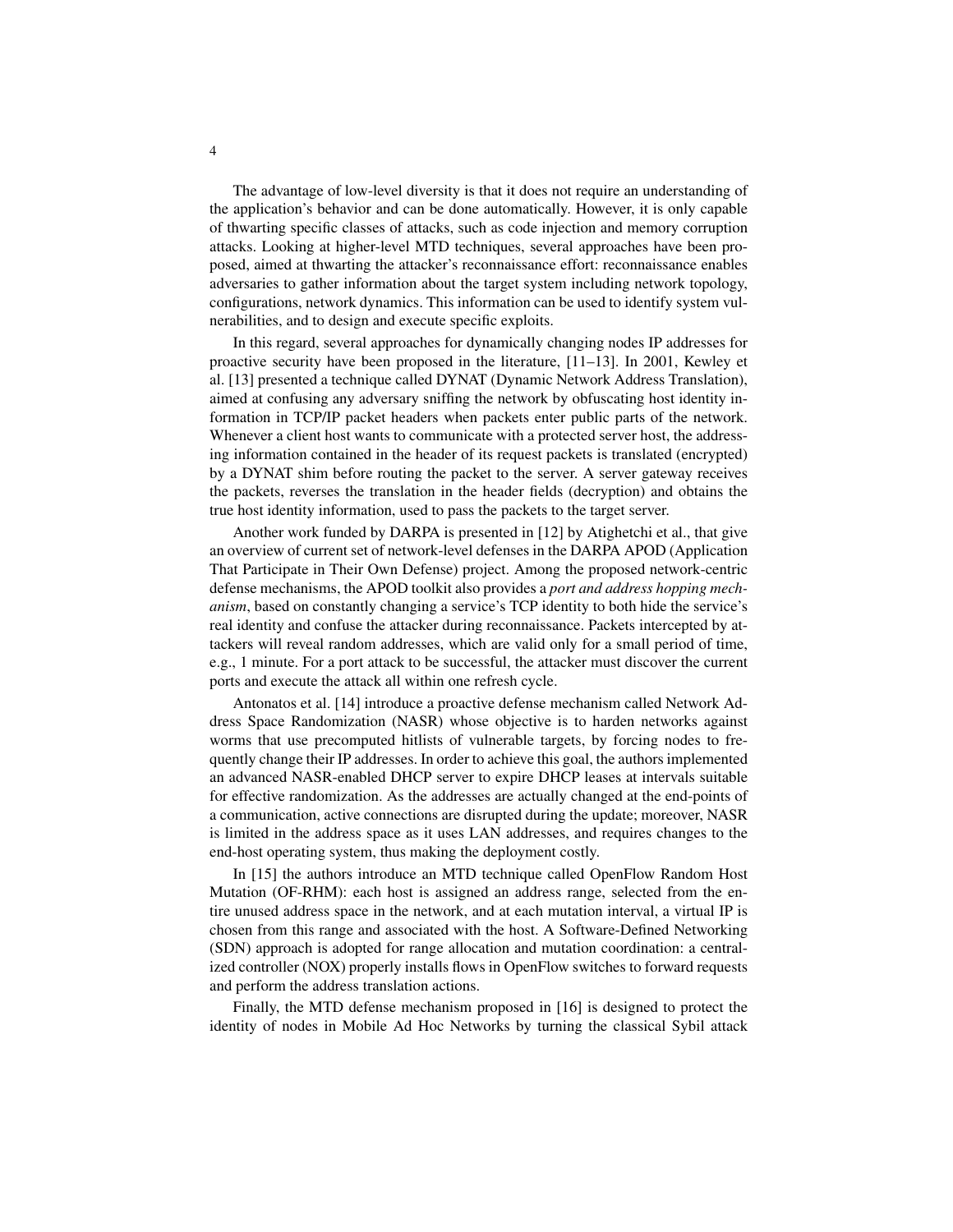The advantage of low-level diversity is that it does not require an understanding of the application's behavior and can be done automatically. However, it is only capable of thwarting specific classes of attacks, such as code injection and memory corruption attacks. Looking at higher-level MTD techniques, several approaches have been proposed, aimed at thwarting the attacker's reconnaissance effort: reconnaissance enables adversaries to gather information about the target system including network topology, configurations, network dynamics. This information can be used to identify system vulnerabilities, and to design and execute specific exploits.

In this regard, several approaches for dynamically changing nodes IP addresses for proactive security have been proposed in the literature, [11–13]. In 2001, Kewley et al. [13] presented a technique called DYNAT (Dynamic Network Address Translation), aimed at confusing any adversary sniffing the network by obfuscating host identity information in TCP/IP packet headers when packets enter public parts of the network. Whenever a client host wants to communicate with a protected server host, the addressing information contained in the header of its request packets is translated (encrypted) by a DYNAT shim before routing the packet to the server. A server gateway receives the packets, reverses the translation in the header fields (decryption) and obtains the true host identity information, used to pass the packets to the target server.

Another work funded by DARPA is presented in [12] by Atighetchi et al., that give an overview of current set of network-level defenses in the DARPA APOD (Application That Participate in Their Own Defense) project. Among the proposed network-centric defense mechanisms, the APOD toolkit also provides a *port and address hopping mechanism*, based on constantly changing a service's TCP identity to both hide the service's real identity and confuse the attacker during reconnaissance. Packets intercepted by attackers will reveal random addresses, which are valid only for a small period of time, e.g., 1 minute. For a port attack to be successful, the attacker must discover the current ports and execute the attack all within one refresh cycle.

Antonatos et al. [14] introduce a proactive defense mechanism called Network Address Space Randomization (NASR) whose objective is to harden networks against worms that use precomputed hitlists of vulnerable targets, by forcing nodes to frequently change their IP addresses. In order to achieve this goal, the authors implemented an advanced NASR-enabled DHCP server to expire DHCP leases at intervals suitable for effective randomization. As the addresses are actually changed at the end-points of a communication, active connections are disrupted during the update; moreover, NASR is limited in the address space as it uses LAN addresses, and requires changes to the end-host operating system, thus making the deployment costly.

In [15] the authors introduce an MTD technique called OpenFlow Random Host Mutation (OF-RHM): each host is assigned an address range, selected from the entire unused address space in the network, and at each mutation interval, a virtual IP is chosen from this range and associated with the host. A Software-Defined Networking (SDN) approach is adopted for range allocation and mutation coordination: a centralized controller (NOX) properly installs flows in OpenFlow switches to forward requests and perform the address translation actions.

Finally, the MTD defense mechanism proposed in [16] is designed to protect the identity of nodes in Mobile Ad Hoc Networks by turning the classical Sybil attack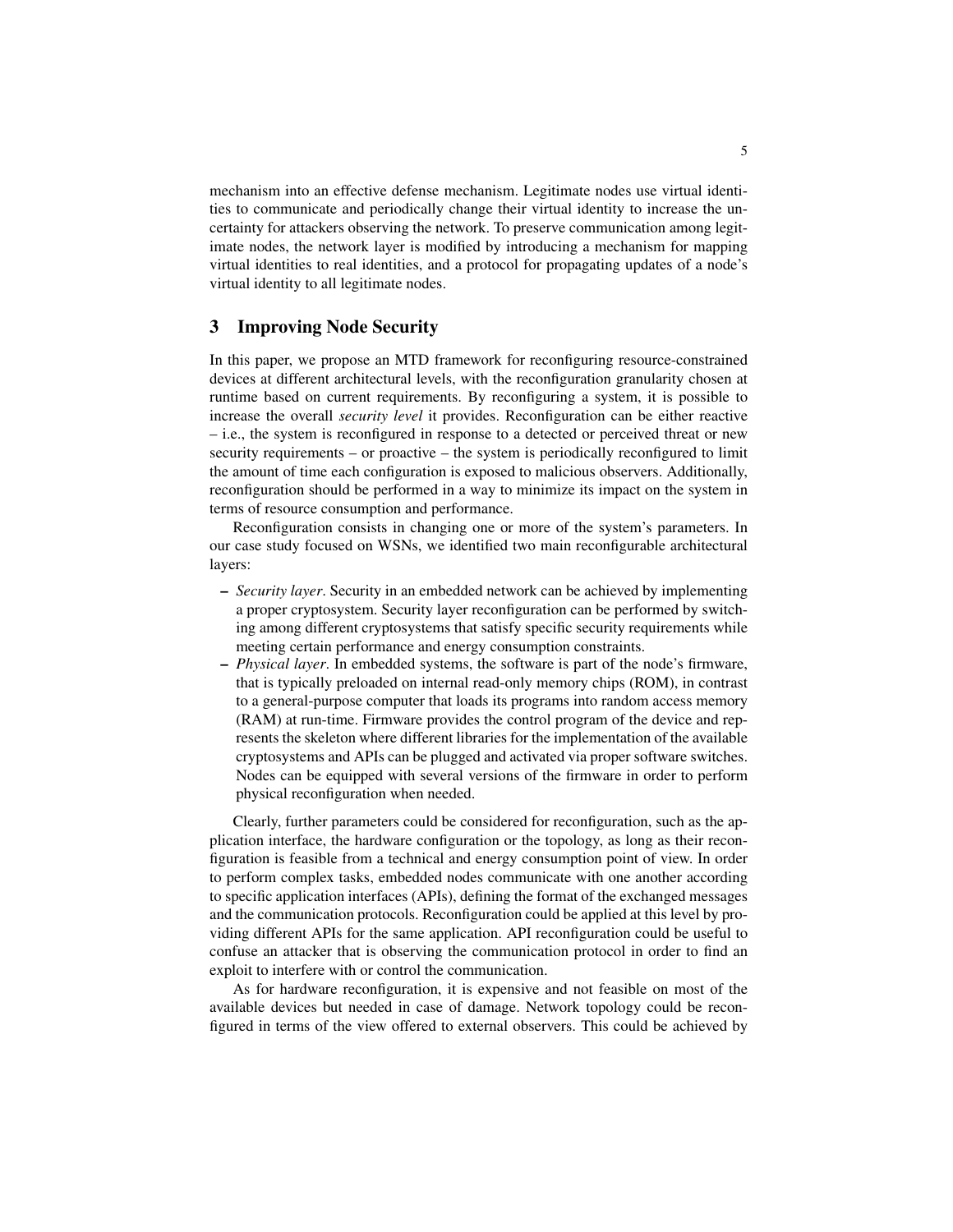mechanism into an effective defense mechanism. Legitimate nodes use virtual identities to communicate and periodically change their virtual identity to increase the uncertainty for attackers observing the network. To preserve communication among legitimate nodes, the network layer is modified by introducing a mechanism for mapping virtual identities to real identities, and a protocol for propagating updates of a node's virtual identity to all legitimate nodes.

## 3 Improving Node Security

In this paper, we propose an MTD framework for reconfiguring resource-constrained devices at different architectural levels, with the reconfiguration granularity chosen at runtime based on current requirements. By reconfiguring a system, it is possible to increase the overall *security level* it provides. Reconfiguration can be either reactive – i.e., the system is reconfigured in response to a detected or perceived threat or new security requirements – or proactive – the system is periodically reconfigured to limit the amount of time each configuration is exposed to malicious observers. Additionally, reconfiguration should be performed in a way to minimize its impact on the system in terms of resource consumption and performance.

Reconfiguration consists in changing one or more of the system's parameters. In our case study focused on WSNs, we identified two main reconfigurable architectural layers:

- *Security layer*. Security in an embedded network can be achieved by implementing a proper cryptosystem. Security layer reconfiguration can be performed by switching among different cryptosystems that satisfy specific security requirements while meeting certain performance and energy consumption constraints.
- *Physical layer*. In embedded systems, the software is part of the node's firmware, that is typically preloaded on internal read-only memory chips (ROM), in contrast to a general-purpose computer that loads its programs into random access memory (RAM) at run-time. Firmware provides the control program of the device and represents the skeleton where different libraries for the implementation of the available cryptosystems and APIs can be plugged and activated via proper software switches. Nodes can be equipped with several versions of the firmware in order to perform physical reconfiguration when needed.

Clearly, further parameters could be considered for reconfiguration, such as the application interface, the hardware configuration or the topology, as long as their reconfiguration is feasible from a technical and energy consumption point of view. In order to perform complex tasks, embedded nodes communicate with one another according to specific application interfaces (APIs), defining the format of the exchanged messages and the communication protocols. Reconfiguration could be applied at this level by providing different APIs for the same application. API reconfiguration could be useful to confuse an attacker that is observing the communication protocol in order to find an exploit to interfere with or control the communication.

As for hardware reconfiguration, it is expensive and not feasible on most of the available devices but needed in case of damage. Network topology could be reconfigured in terms of the view offered to external observers. This could be achieved by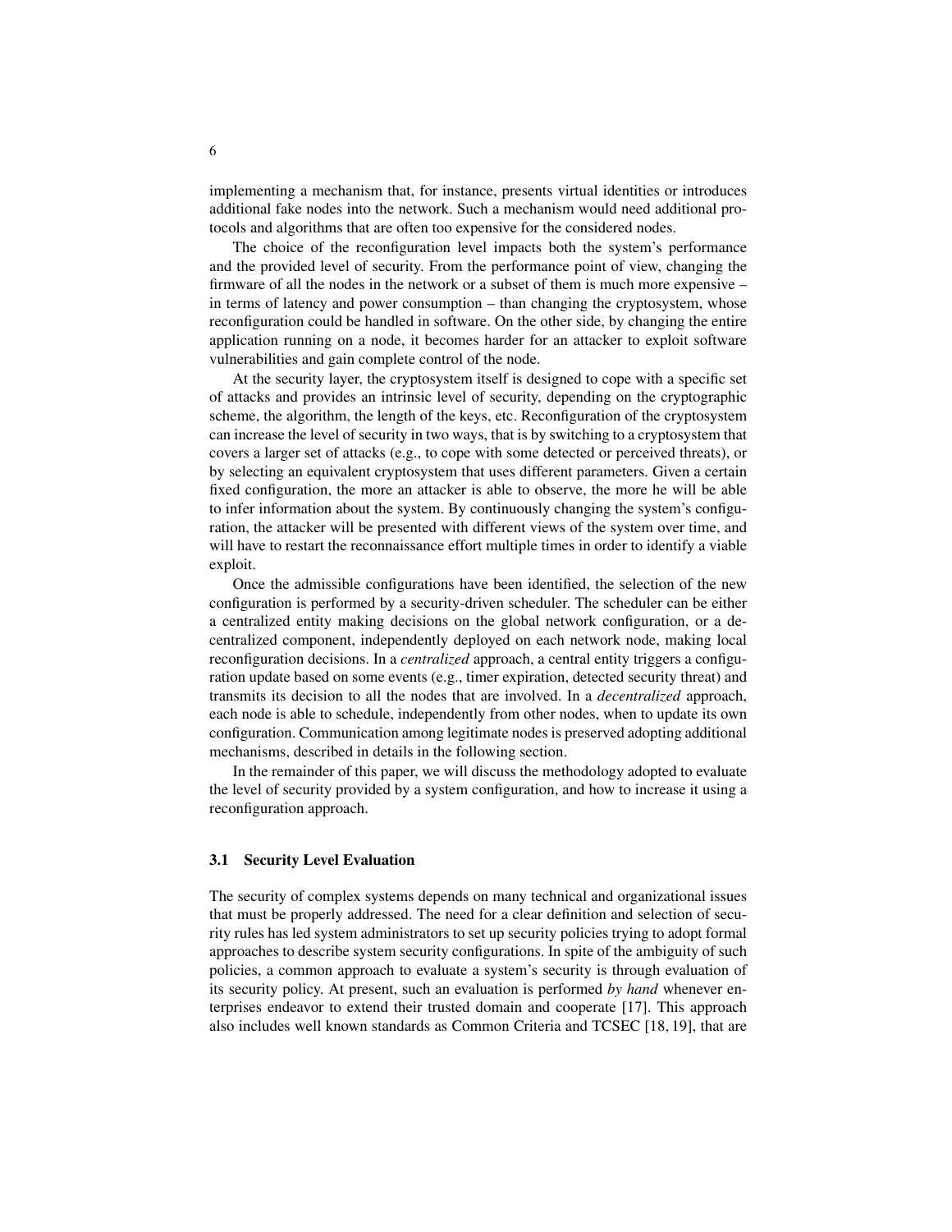implementing a mechanism that, for instance, presents virtual identities or introduces additional fake nodes into the network. Such a mechanism would need additional protocols and algorithms that are often too expensive for the considered nodes.

The choice of the reconfiguration level impacts both the system's performance and the provided level of security. From the performance point of view, changing the firmware of all the nodes in the network or a subset of them is much more expensive – in terms of latency and power consumption – than changing the cryptosystem, whose reconfiguration could be handled in software. On the other side, by changing the entire application running on a node, it becomes harder for an attacker to exploit software vulnerabilities and gain complete control of the node.

At the security layer, the cryptosystem itself is designed to cope with a specific set of attacks and provides an intrinsic level of security, depending on the cryptographic scheme, the algorithm, the length of the keys, etc. Reconfiguration of the cryptosystem can increase the level of security in two ways, that is by switching to a cryptosystem that covers a larger set of attacks (e.g., to cope with some detected or perceived threats), or by selecting an equivalent cryptosystem that uses different parameters. Given a certain fixed configuration, the more an attacker is able to observe, the more he will be able to infer information about the system. By continuously changing the system's configuration, the attacker will be presented with different views of the system over time, and will have to restart the reconnaissance effort multiple times in order to identify a viable exploit.

Once the admissible configurations have been identified, the selection of the new configuration is performed by a security-driven scheduler. The scheduler can be either a centralized entity making decisions on the global network configuration, or a decentralized component, independently deployed on each network node, making local reconfiguration decisions. In a *centralized* approach, a central entity triggers a configuration update based on some events (e.g., timer expiration, detected security threat) and transmits its decision to all the nodes that are involved. In a *decentralized* approach, each node is able to schedule, independently from other nodes, when to update its own configuration. Communication among legitimate nodes is preserved adopting additional mechanisms, described in details in the following section.

In the remainder of this paper, we will discuss the methodology adopted to evaluate the level of security provided by a system configuration, and how to increase it using a reconfiguration approach.

### 3.1 Security Level Evaluation

The security of complex systems depends on many technical and organizational issues that must be properly addressed. The need for a clear definition and selection of security rules has led system administrators to set up security policies trying to adopt formal approaches to describe system security configurations. In spite of the ambiguity of such policies, a common approach to evaluate a system's security is through evaluation of its security policy. At present, such an evaluation is performed *by hand* whenever enterprises endeavor to extend their trusted domain and cooperate [17]. This approach also includes well known standards as Common Criteria and TCSEC [18, 19], that are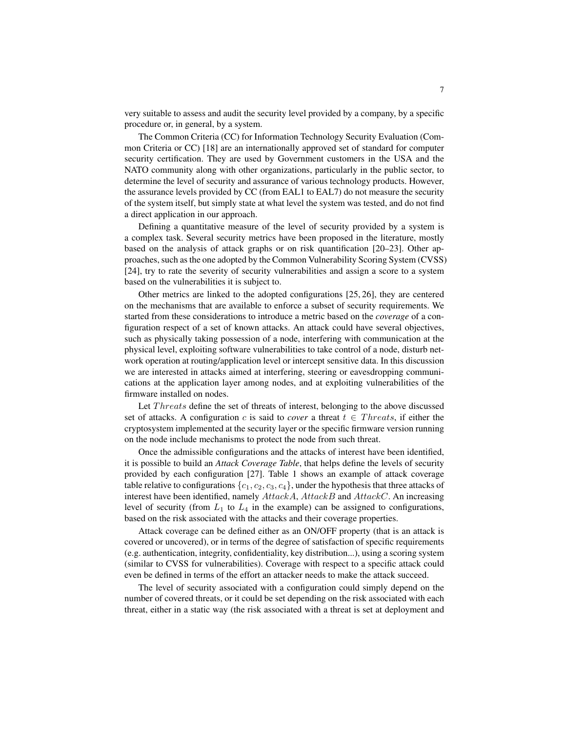very suitable to assess and audit the security level provided by a company, by a specific procedure or, in general, by a system.

The Common Criteria (CC) for Information Technology Security Evaluation (Common Criteria or CC) [18] are an internationally approved set of standard for computer security certification. They are used by Government customers in the USA and the NATO community along with other organizations, particularly in the public sector, to determine the level of security and assurance of various technology products. However, the assurance levels provided by CC (from EAL1 to EAL7) do not measure the security of the system itself, but simply state at what level the system was tested, and do not find a direct application in our approach.

Defining a quantitative measure of the level of security provided by a system is a complex task. Several security metrics have been proposed in the literature, mostly based on the analysis of attack graphs or on risk quantification [20–23]. Other approaches, such as the one adopted by the Common Vulnerability Scoring System (CVSS) [24], try to rate the severity of security vulnerabilities and assign a score to a system based on the vulnerabilities it is subject to.

Other metrics are linked to the adopted configurations [25, 26], they are centered on the mechanisms that are available to enforce a subset of security requirements. We started from these considerations to introduce a metric based on the *coverage* of a configuration respect of a set of known attacks. An attack could have several objectives, such as physically taking possession of a node, interfering with communication at the physical level, exploiting software vulnerabilities to take control of a node, disturb network operation at routing/application level or intercept sensitive data. In this discussion we are interested in attacks aimed at interfering, steering or eavesdropping communications at the application layer among nodes, and at exploiting vulnerabilities of the firmware installed on nodes.

Let $Threats$ define the set of threats of interest, belonging to the above discussed set of attacks. A configuration $c$ is said to *cover* a threat $t \in Threats$, if either the cryptosystem implemented at the security layer or the specific firmware version running on the node include mechanisms to protect the node from such threat.

Once the admissible configurations and the attacks of interest have been identified, it is possible to build an *Attack Coverage Table*, that helps define the levels of security provided by each configuration [27]. Table 1 shows an example of attack coverage table relative to configurations $\{c_1, c_2, c_3, c_4\}$, under the hypothesis that three attacks of interest have been identified, namely $AttackA$, $AttackB$ and $AttackC$. An increasing level of security (from $L_1$ to $L_4$ in the example) can be assigned to configurations, based on the risk associated with the attacks and their coverage properties.

Attack coverage can be defined either as an ON/OFF property (that is an attack is covered or uncovered), or in terms of the degree of satisfaction of specific requirements (e.g. authentication, integrity, confidentiality, key distribution...), using a scoring system (similar to CVSS for vulnerabilities). Coverage with respect to a specific attack could even be defined in terms of the effort an attacker needs to make the attack succeed.

The level of security associated with a configuration could simply depend on the number of covered threats, or it could be set depending on the risk associated with each threat, either in a static way (the risk associated with a threat is set at deployment and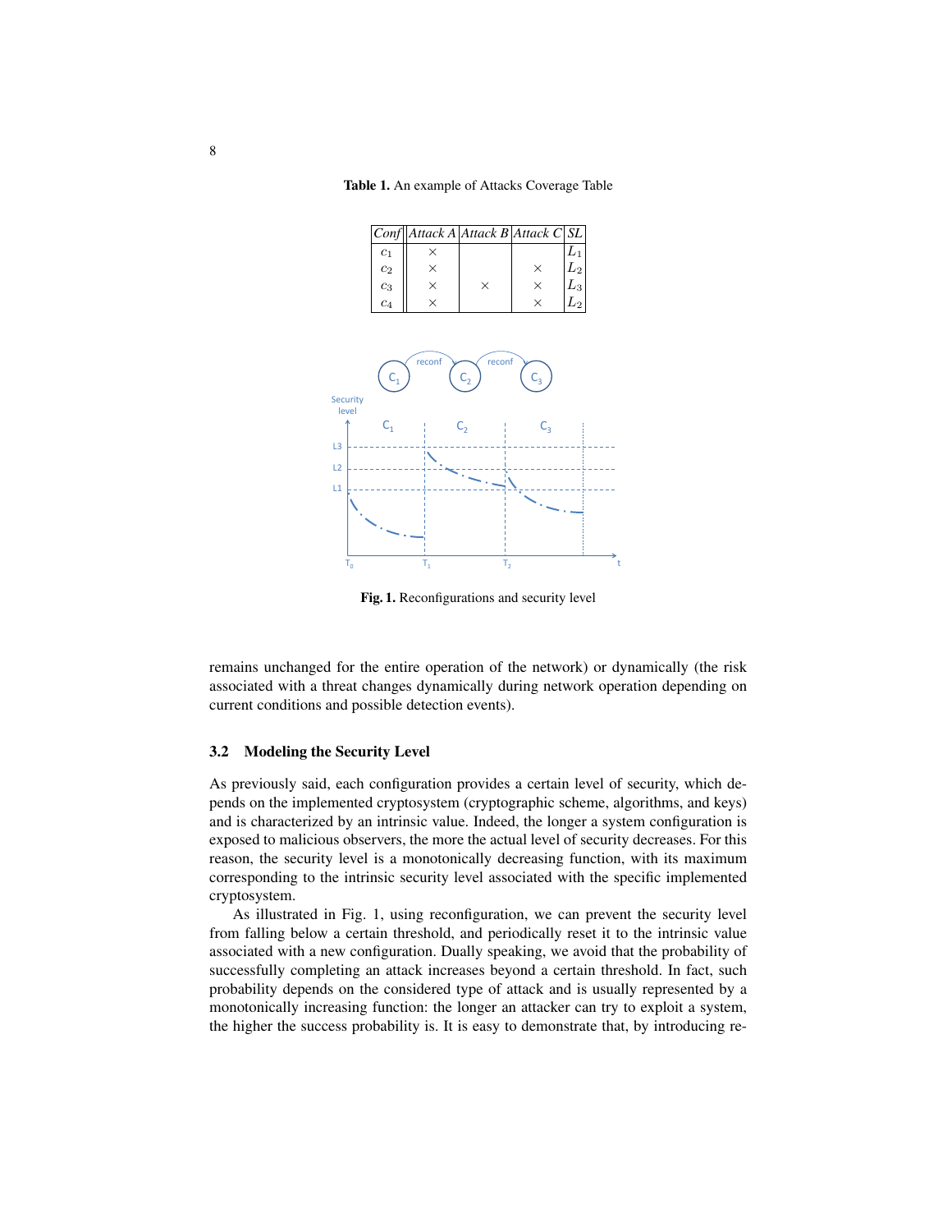**Table 1.** An example of Attacks Coverage Table

| *Conf* | *Attack A* | *Attack B* | *Attack C* | *SL* |
|---|---|---|---|---|
| $c_1$ | × | | | $L_1$ |
| $c_2$ | × | | × | $L_2$ |
| $c_3$ | × | × | × | $L_3$ |
| $c_4$ | × | | × | $L_2$ |

**Fig. 1.** Reconfigurations and security level

remains unchanged for the entire operation of the network) or dynamically (the risk associated with a threat changes dynamically during network operation depending on current conditions and possible detection events).

### 3.2 Modeling the Security Level

As previously said, each configuration provides a certain level of security, which depends on the implemented cryptosystem (cryptographic scheme, algorithms, and keys) and is characterized by an intrinsic value. Indeed, the longer a system configuration is exposed to malicious observers, the more the actual level of security decreases. For this reason, the security level is a monotonically decreasing function, with its maximum corresponding to the intrinsic security level associated with the specific implemented cryptosystem.

As illustrated in Fig. 1, using reconfiguration, we can prevent the security level from falling below a certain threshold, and periodically reset it to the intrinsic value associated with a new configuration. Dually speaking, we avoid that the probability of successfully completing an attack increases beyond a certain threshold. In fact, such probability depends on the considered type of attack and is usually represented by a monotonically increasing function: the longer an attacker can try to exploit a system, the higher the success probability is. It is easy to demonstrate that, by introducing re-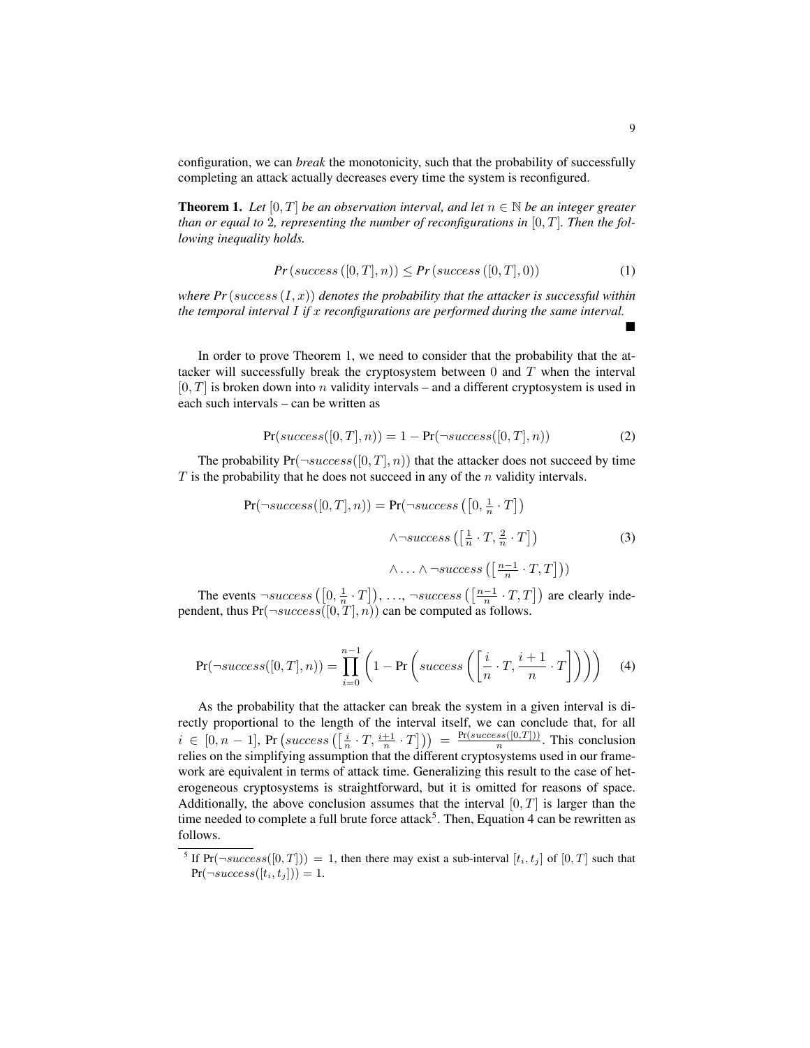configuration, we can *break* the monotonicity, such that the probability of successfully completing an attack actually decreases every time the system is reconfigured.

**Theorem 1.** *Let $[0, T]$ be an observation interval, and let $n \in \mathbb{N}$ be an integer greater than or equal to 2, representing the number of reconfigurations in $[0, T]$. Then the following inequality holds.*

$$Pr\left(success\left([0,T],n\right)\right) \leq Pr\left(success\left([0,T],0\right)\right) \tag{1}$$

*where $Pr\left(success\left(I,x\right)\right)$ denotes the probability that the attacker is successful within the temporal interval $I$ if $x$ reconfigurations are performed during the same interval.* ■

In order to prove Theorem 1, we need to consider that the probability that the attacker will successfully break the cryptosystem between 0 and $T$ when the interval $[0, T]$ is broken down into $n$ validity intervals – and a different cryptosystem is used in each such intervals – can be written as

$$\Pr(success([0,T],n)) = 1 - \Pr(\neg success([0,T],n)) \tag{2}$$

The probability $\Pr(\neg success([0,T],n))$ that the attacker does not succeed by time $T$ is the probability that he does not succeed in any of the $n$ validity intervals.

$$\begin{aligned}
\Pr(\neg success([0,T],n)) = \Pr(&\neg success\left(\left[0, \tfrac{1}{n}\cdot T\right]\right) \\
&\wedge \neg success\left(\left[\tfrac{1}{n}\cdot T, \tfrac{2}{n}\cdot T\right]\right) \\
&\wedge \ldots \wedge \neg success\left(\left[\tfrac{n-1}{n}\cdot T, T\right]\right))
\end{aligned} \tag{3}$$

The events $\neg success\left(\left[0, \frac{1}{n}\cdot T\right]\right)$, ..., $\neg success\left(\left[\frac{n-1}{n}\cdot T, T\right]\right)$ are clearly independent, thus $\Pr(\neg success([0,T],n))$ can be computed as follows.

$$\Pr(\neg success([0,T],n)) = \prod_{i=0}^{n-1}\left(1 - \Pr\left(success\left(\left[\frac{i}{n}\cdot T, \frac{i+1}{n}\cdot T\right]\right)\right)\right) \tag{4}$$

As the probability that the attacker can break the system in a given interval is directly proportional to the length of the interval itself, we can conclude that, for all $i \in [0, n-1]$, $\Pr\left(success\left(\left[\frac{i}{n}\cdot T, \frac{i+1}{n}\cdot T\right]\right)\right) = \frac{\Pr(success([0,T]))}{n}$. This conclusion relies on the simplifying assumption that the different cryptosystems used in our framework are equivalent in terms of attack time. Generalizing this result to the case of heterogeneous cryptosystems is straightforward, but it is omitted for reasons of space. Additionally, the above conclusion assumes that the interval $[0, T]$ is larger than the time needed to complete a full brute force attack[5]. Then, Equation 4 can be rewritten as follows.

[5] If $\Pr(\neg success([0,T])) = 1$, then there may exist a sub-interval $[t_i, t_j]$ of $[0, T]$ such that $\Pr(\neg success([t_i, t_j])) = 1$.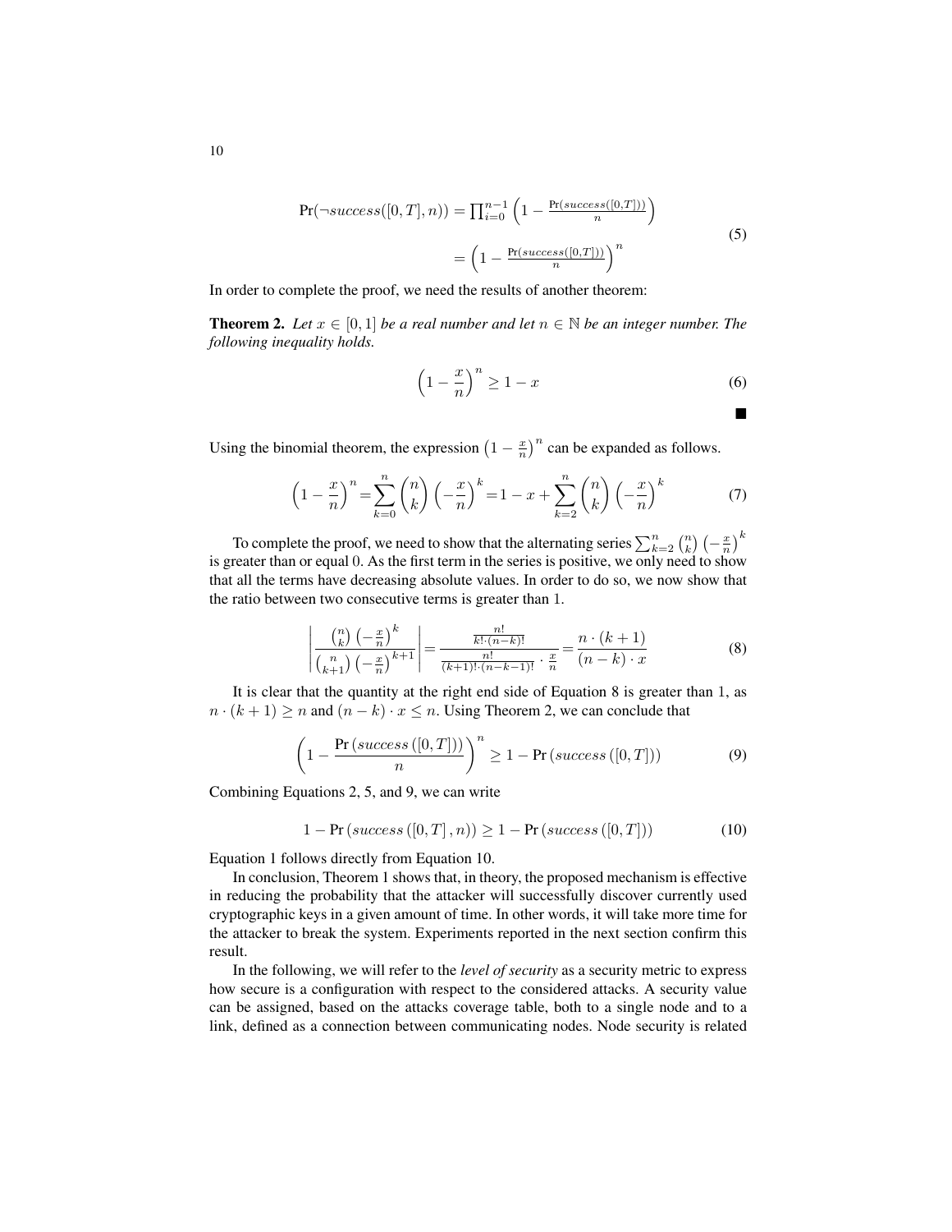$$
\begin{aligned}
\Pr(\neg success([0,T],n)) &= \prod_{i=0}^{n-1}\left(1-\frac{\Pr(success([0,T]))}{n}\right) \\
&= \left(1-\frac{\Pr(success([0,T]))}{n}\right)^{n}
\end{aligned}
\tag{5}
$$

In order to complete the proof, we need the results of another theorem:

**Theorem 2.** *Let $x \in [0,1]$ be a real number and let $n \in \mathbb{N}$ be an integer number. The following inequality holds.*

$$
\left(1-\frac{x}{n}\right)^{n} \geq 1-x \tag{6}
$$

■

Using the binomial theorem, the expression $\left(1-\frac{x}{n}\right)^{n}$ can be expanded as follows.

$$
\left(1-\frac{x}{n}\right)^{n} = \sum_{k=0}^{n}\binom{n}{k}\left(-\frac{x}{n}\right)^{k} = 1-x+\sum_{k=2}^{n}\binom{n}{k}\left(-\frac{x}{n}\right)^{k} \tag{7}
$$

To complete the proof, we need to show that the alternating series $\sum_{k=2}^{n}\binom{n}{k}\left(-\frac{x}{n}\right)^{k}$ is greater than or equal 0. As the first term in the series is positive, we only need to show that all the terms have decreasing absolute values. In order to do so, we now show that the ratio between two consecutive terms is greater than 1.

$$
\left|\frac{\binom{n}{k}\left(-\frac{x}{n}\right)^{k}}{\binom{n}{k+1}\left(-\frac{x}{n}\right)^{k+1}}\right| = \frac{\frac{n!}{k!\cdot(n-k)!}}{\frac{n!}{(k+1)!\cdot(n-k-1)!}\cdot\frac{x}{n}} = \frac{n\cdot(k+1)}{(n-k)\cdot x} \tag{8}
$$

It is clear that the quantity at the right end side of Equation 8 is greater than 1, as $n \cdot (k+1) \geq n$ and $(n-k)\cdot x \leq n$. Using Theorem 2, we can conclude that

$$
\left(1-\frac{\Pr\left(success\left([0,T]\right)\right)}{n}\right)^{n} \geq 1-\Pr\left(success\left([0,T]\right)\right) \tag{9}
$$

Combining Equations 2, 5, and 9, we can write

$$
1-\Pr\left(success\left([0,T],n\right)\right) \geq 1-\Pr\left(success\left([0,T]\right)\right) \tag{10}
$$

Equation 1 follows directly from Equation 10.

In conclusion, Theorem 1 shows that, in theory, the proposed mechanism is effective in reducing the probability that the attacker will successfully discover currently used cryptographic keys in a given amount of time. In other words, it will take more time for the attacker to break the system. Experiments reported in the next section confirm this result.

In the following, we will refer to the *level of security* as a security metric to express how secure is a configuration with respect to the considered attacks. A security value can be assigned, based on the attacks coverage table, both to a single node and to a link, defined as a connection between communicating nodes. Node security is related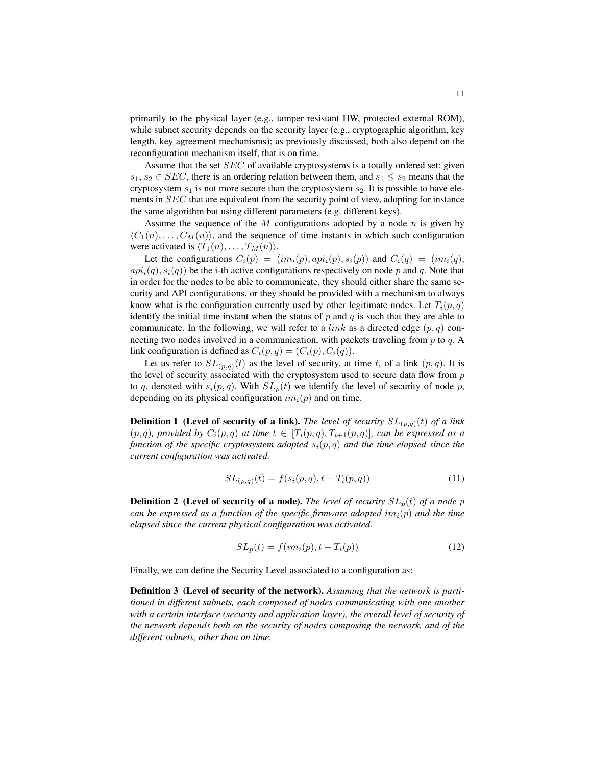primarily to the physical layer (e.g., tamper resistant HW, protected external ROM), while subnet security depends on the security layer (e.g., cryptographic algorithm, key length, key agreement mechanisms); as previously discussed, both also depend on the reconfiguration mechanism itself, that is on time.

Assume that the set $SEC$ of available cryptosystems is a totally ordered set: given $s_1, s_2 \in SEC$, there is an ordering relation between them, and $s_1 \leq s_2$ means that the cryptosystem $s_1$ is not more secure than the cryptosystem $s_2$. It is possible to have elements in $SEC$ that are equivalent from the security point of view, adopting for instance the same algorithm but using different parameters (e.g. different keys).

Assume the sequence of the $M$ configurations adopted by a node $n$ is given by $\langle C_1(n), \ldots, C_M(n) \rangle$, and the sequence of time instants in which such configuration were activated is $\langle T_1(n), \ldots, T_M(n) \rangle$.

Let the configurations $C_i(p) = (im_i(p), api_i(p), s_i(p))$ and $C_i(q) = (im_i(q), api_i(q), s_i(q))$ be the i-th active configurations respectively on node $p$ and $q$. Note that in order for the nodes to be able to communicate, they should either share the same security and API configurations, or they should be provided with a mechanism to always know what is the configuration currently used by other legitimate nodes. Let $T_i(p, q)$ identify the initial time instant when the status of $p$ and $q$ is such that they are able to communicate. In the following, we will refer to a $link$ as a directed edge $(p, q)$ connecting two nodes involved in a communication, with packets traveling from $p$ to $q$. A link configuration is defined as $C_i(p, q) = (C_i(p), C_i(q))$.

Let us refer to $SL_{(p,q)}(t)$ as the level of security, at time $t$, of a link $(p, q)$. It is the level of security associated with the cryptosystem used to secure data flow from $p$ to $q$, denoted with $s_i(p, q)$. With $SL_p(t)$ we identify the level of security of node $p$, depending on its physical configuration $im_i(p)$ and on time.

**Definition 1 (Level of security of a link).** *The level of security $SL_{(p,q)}(t)$ of a link $(p, q)$, provided by $C_i(p, q)$ at time $t \in [T_i(p, q), T_{i+1}(p, q)]$, can be expressed as a function of the specific cryptosystem adopted $s_i(p, q)$ and the time elapsed since the current configuration was activated.*

$$SL_{(p,q)}(t) = f(s_i(p, q), t - T_i(p, q)) \tag{11}$$

**Definition 2 (Level of security of a node).** *The level of security $SL_p(t)$ of a node $p$ can be expressed as a function of the specific firmware adopted $im_i(p)$ and the time elapsed since the current physical configuration was activated.*

$$SL_p(t) = f(im_i(p), t - T_i(p)) \tag{12}$$

Finally, we can define the Security Level associated to a configuration as:

**Definition 3 (Level of security of the network).** *Assuming that the network is partitioned in different subnets, each composed of nodes communicating with one another with a certain interface (security and application layer), the overall level of security of the network depends both on the security of nodes composing the network, and of the different subnets, other than on time.*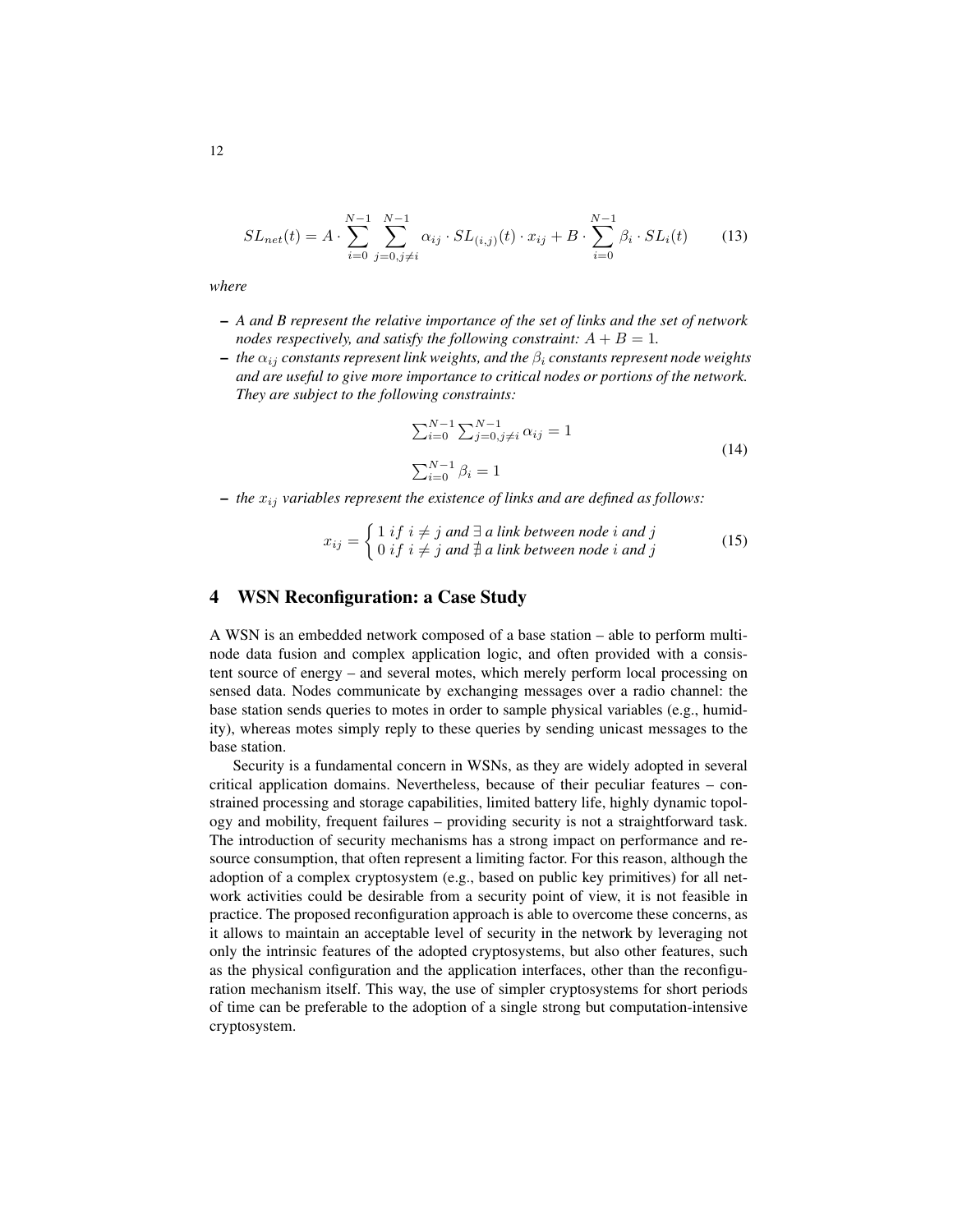$$SL_{net}(t) = A \cdot \sum_{i=0}^{N-1} \sum_{j=0, j \neq i}^{N-1} \alpha_{ij} \cdot SL_{(i,j)}(t) \cdot x_{ij} + B \cdot \sum_{i=0}^{N-1} \beta_i \cdot SL_i(t) \tag{13}$$

*where*

- *A and B represent the relative importance of the set of links and the set of network nodes respectively, and satisfy the following constraint:* $A + B = 1$*.*
- *the* $\alpha_{ij}$ *constants represent link weights, and the* $\beta_i$ *constants represent node weights and are useful to give more importance to critical nodes or portions of the network. They are subject to the following constraints:*

$$\begin{aligned} &\textstyle\sum_{i=0}^{N-1} \sum_{j=0, j \neq i}^{N-1} \alpha_{ij} = 1 \\ &\textstyle\sum_{i=0}^{N-1} \beta_i = 1 \end{aligned} \tag{14}$$

- *the* $x_{ij}$ *variables represent the existence of links and are defined as follows:*

$$x_{ij} = \begin{cases} 1 \; if \; i \neq j \text{ and } \exists \text{ a link between node } i \text{ and } j \\ 0 \; if \; i \neq j \text{ and } \nexists \text{ a link between node } i \text{ and } j \end{cases} \tag{15}$$

## 4 WSN Reconfiguration: a Case Study

A WSN is an embedded network composed of a base station – able to perform multi-node data fusion and complex application logic, and often provided with a consistent source of energy – and several motes, which merely perform local processing on sensed data. Nodes communicate by exchanging messages over a radio channel: the base station sends queries to motes in order to sample physical variables (e.g., humidity), whereas motes simply reply to these queries by sending unicast messages to the base station.

Security is a fundamental concern in WSNs, as they are widely adopted in several critical application domains. Nevertheless, because of their peculiar features – constrained processing and storage capabilities, limited battery life, highly dynamic topology and mobility, frequent failures – providing security is not a straightforward task. The introduction of security mechanisms has a strong impact on performance and resource consumption, that often represent a limiting factor. For this reason, although the adoption of a complex cryptosystem (e.g., based on public key primitives) for all network activities could be desirable from a security point of view, it is not feasible in practice. The proposed reconfiguration approach is able to overcome these concerns, as it allows to maintain an acceptable level of security in the network by leveraging not only the intrinsic features of the adopted cryptosystems, but also other features, such as the physical configuration and the application interfaces, other than the reconfiguration mechanism itself. This way, the use of simpler cryptosystems for short periods of time can be preferable to the adoption of a single strong but computation-intensive cryptosystem.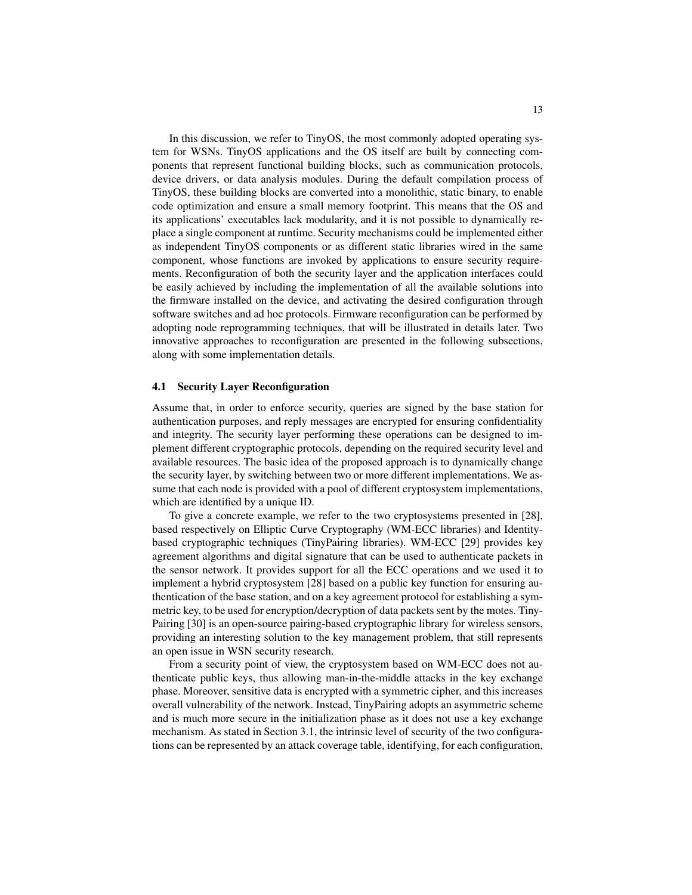In this discussion, we refer to TinyOS, the most commonly adopted operating system for WSNs. TinyOS applications and the OS itself are built by connecting components that represent functional building blocks, such as communication protocols, device drivers, or data analysis modules. During the default compilation process of TinyOS, these building blocks are converted into a monolithic, static binary, to enable code optimization and ensure a small memory footprint. This means that the OS and its applications' executables lack modularity, and it is not possible to dynamically replace a single component at runtime. Security mechanisms could be implemented either as independent TinyOS components or as different static libraries wired in the same component, whose functions are invoked by applications to ensure security requirements. Reconfiguration of both the security layer and the application interfaces could be easily achieved by including the implementation of all the available solutions into the firmware installed on the device, and activating the desired configuration through software switches and ad hoc protocols. Firmware reconfiguration can be performed by adopting node reprogramming techniques, that will be illustrated in details later. Two innovative approaches to reconfiguration are presented in the following subsections, along with some implementation details.

### 4.1 Security Layer Reconfiguration

Assume that, in order to enforce security, queries are signed by the base station for authentication purposes, and reply messages are encrypted for ensuring confidentiality and integrity. The security layer performing these operations can be designed to implement different cryptographic protocols, depending on the required security level and available resources. The basic idea of the proposed approach is to dynamically change the security layer, by switching between two or more different implementations. We assume that each node is provided with a pool of different cryptosystem implementations, which are identified by a unique ID.

To give a concrete example, we refer to the two cryptosystems presented in [28], based respectively on Elliptic Curve Cryptography (WM-ECC libraries) and Identity-based cryptographic techniques (TinyPairing libraries). WM-ECC [29] provides key agreement algorithms and digital signature that can be used to authenticate packets in the sensor network. It provides support for all the ECC operations and we used it to implement a hybrid cryptosystem [28] based on a public key function for ensuring authentication of the base station, and on a key agreement protocol for establishing a symmetric key, to be used for encryption/decryption of data packets sent by the motes. TinyPairing [30] is an open-source pairing-based cryptographic library for wireless sensors, providing an interesting solution to the key management problem, that still represents an open issue in WSN security research.

From a security point of view, the cryptosystem based on WM-ECC does not authenticate public keys, thus allowing man-in-the-middle attacks in the key exchange phase. Moreover, sensitive data is encrypted with a symmetric cipher, and this increases overall vulnerability of the network. Instead, TinyPairing adopts an asymmetric scheme and is much more secure in the initialization phase as it does not use a key exchange mechanism. As stated in Section 3.1, the intrinsic level of security of the two configurations can be represented by an attack coverage table, identifying, for each configuration,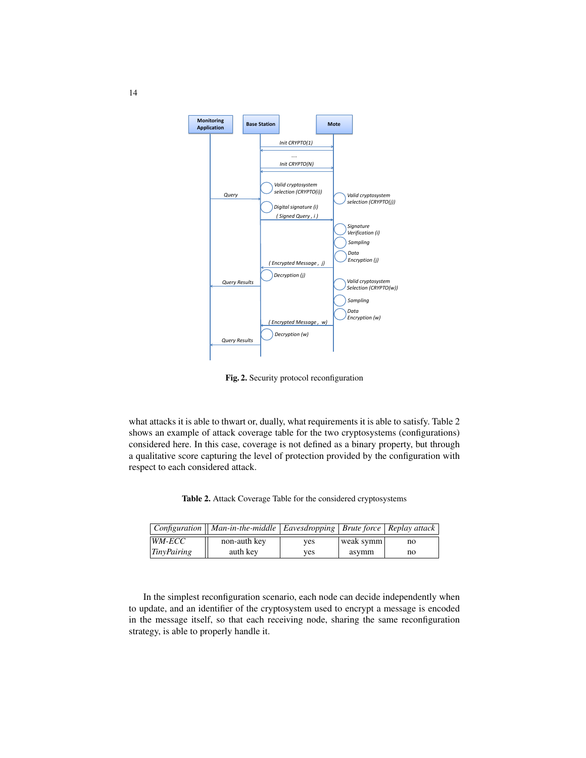Fig. 2. Security protocol reconfiguration

what attacks it is able to thwart or, dually, what requirements it is able to satisfy. Table 2 shows an example of attack coverage table for the two cryptosystems (configurations) considered here. In this case, coverage is not defined as a binary property, but through a qualitative score capturing the level of protection provided by the configuration with respect to each considered attack.

**Table 2.** Attack Coverage Table for the considered cryptosystems

| *Configuration* | *Man-in-the-middle* | *Eavesdropping* | *Brute force* | *Replay attack* |
|---|---|---|---|---|
| *WM-ECC* | non-auth key | yes | weak symm | no |
| *TinyPairing* | auth key | yes | asymm | no |

In the simplest reconfiguration scenario, each node can decide independently when to update, and an identifier of the cryptosystem used to encrypt a message is encoded in the message itself, so that each receiving node, sharing the same reconfiguration strategy, is able to properly handle it.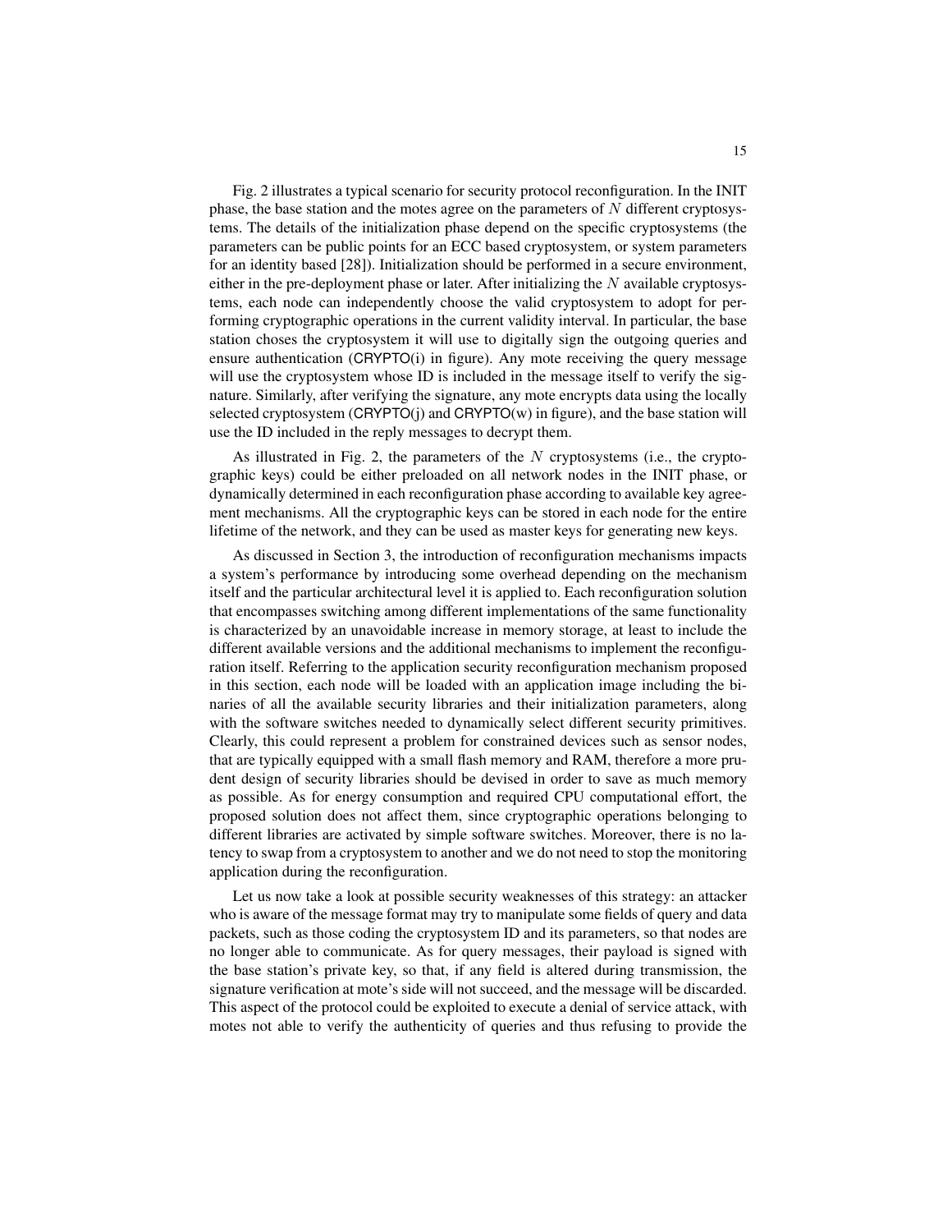Fig. 2 illustrates a typical scenario for security protocol reconfiguration. In the INIT phase, the base station and the motes agree on the parameters of $N$ different cryptosystems. The details of the initialization phase depend on the specific cryptosystems (the parameters can be public points for an ECC based cryptosystem, or system parameters for an identity based [28]). Initialization should be performed in a secure environment, either in the pre-deployment phase or later. After initializing the $N$ available cryptosystems, each node can independently choose the valid cryptosystem to adopt for performing cryptographic operations in the current validity interval. In particular, the base station choses the cryptosystem it will use to digitally sign the outgoing queries and ensure authentication (CRYPTO(i) in figure). Any mote receiving the query message will use the cryptosystem whose ID is included in the message itself to verify the signature. Similarly, after verifying the signature, any mote encrypts data using the locally selected cryptosystem (CRYPTO(j) and CRYPTO(w) in figure), and the base station will use the ID included in the reply messages to decrypt them.

As illustrated in Fig. 2, the parameters of the $N$ cryptosystems (i.e., the cryptographic keys) could be either preloaded on all network nodes in the INIT phase, or dynamically determined in each reconfiguration phase according to available key agreement mechanisms. All the cryptographic keys can be stored in each node for the entire lifetime of the network, and they can be used as master keys for generating new keys.

As discussed in Section 3, the introduction of reconfiguration mechanisms impacts a system's performance by introducing some overhead depending on the mechanism itself and the particular architectural level it is applied to. Each reconfiguration solution that encompasses switching among different implementations of the same functionality is characterized by an unavoidable increase in memory storage, at least to include the different available versions and the additional mechanisms to implement the reconfiguration itself. Referring to the application security reconfiguration mechanism proposed in this section, each node will be loaded with an application image including the binaries of all the available security libraries and their initialization parameters, along with the software switches needed to dynamically select different security primitives. Clearly, this could represent a problem for constrained devices such as sensor nodes, that are typically equipped with a small flash memory and RAM, therefore a more prudent design of security libraries should be devised in order to save as much memory as possible. As for energy consumption and required CPU computational effort, the proposed solution does not affect them, since cryptographic operations belonging to different libraries are activated by simple software switches. Moreover, there is no latency to swap from a cryptosystem to another and we do not need to stop the monitoring application during the reconfiguration.

Let us now take a look at possible security weaknesses of this strategy: an attacker who is aware of the message format may try to manipulate some fields of query and data packets, such as those coding the cryptosystem ID and its parameters, so that nodes are no longer able to communicate. As for query messages, their payload is signed with the base station's private key, so that, if any field is altered during transmission, the signature verification at mote's side will not succeed, and the message will be discarded. This aspect of the protocol could be exploited to execute a denial of service attack, with motes not able to verify the authenticity of queries and thus refusing to provide the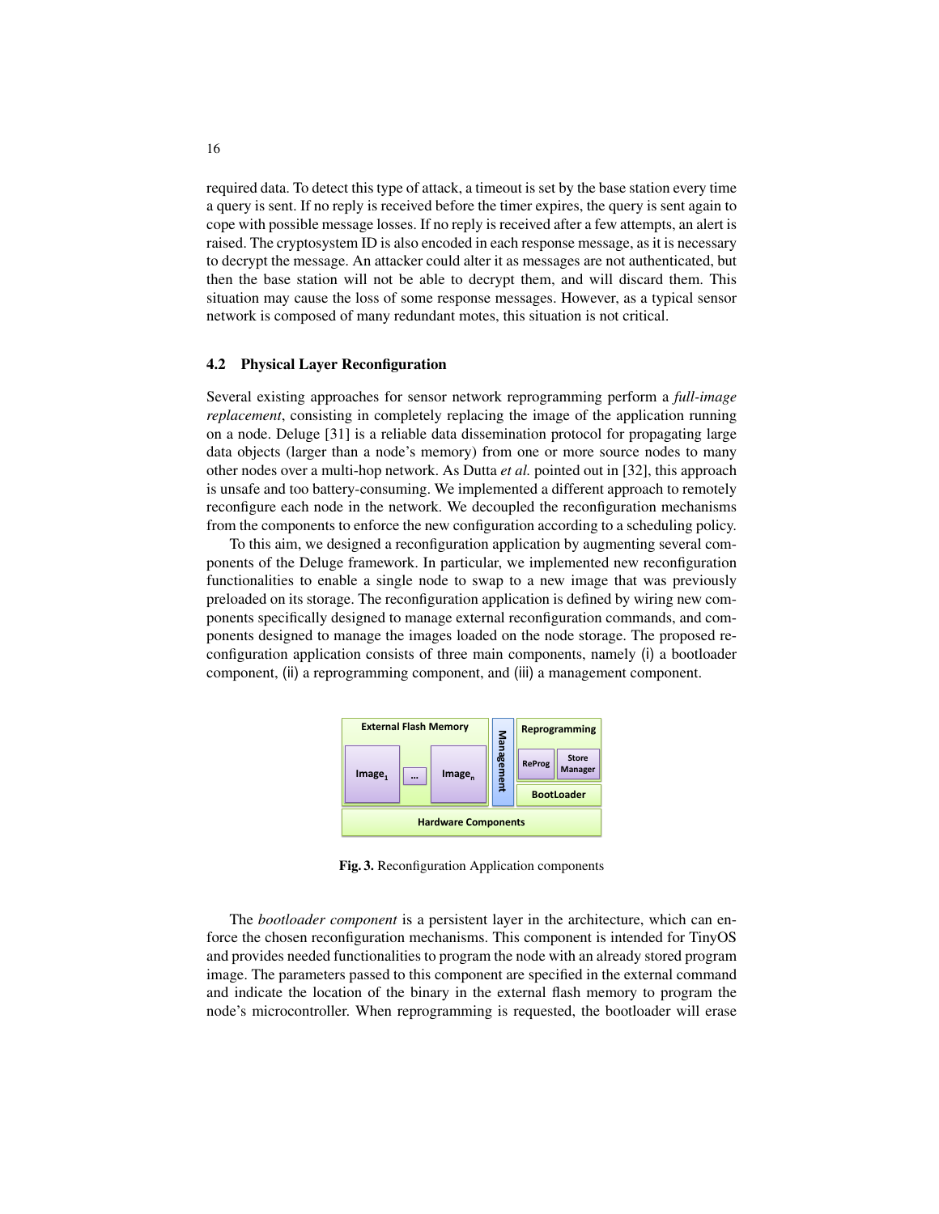required data. To detect this type of attack, a timeout is set by the base station every time a query is sent. If no reply is received before the timer expires, the query is sent again to cope with possible message losses. If no reply is received after a few attempts, an alert is raised. The cryptosystem ID is also encoded in each response message, as it is necessary to decrypt the message. An attacker could alter it as messages are not authenticated, but then the base station will not be able to decrypt them, and will discard them. This situation may cause the loss of some response messages. However, as a typical sensor network is composed of many redundant motes, this situation is not critical.

### 4.2 Physical Layer Reconfiguration

Several existing approaches for sensor network reprogramming perform a *full-image replacement*, consisting in completely replacing the image of the application running on a node. Deluge [31] is a reliable data dissemination protocol for propagating large data objects (larger than a node's memory) from one or more source nodes to many other nodes over a multi-hop network. As Dutta *et al.* pointed out in [32], this approach is unsafe and too battery-consuming. We implemented a different approach to remotely reconfigure each node in the network. We decoupled the reconfiguration mechanisms from the components to enforce the new configuration according to a scheduling policy.

To this aim, we designed a reconfiguration application by augmenting several components of the Deluge framework. In particular, we implemented new reconfiguration functionalities to enable a single node to swap to a new image that was previously preloaded on its storage. The reconfiguration application is defined by wiring new components specifically designed to manage external reconfiguration commands, and components designed to manage the images loaded on the node storage. The proposed reconfiguration application consists of three main components, namely (i) a bootloader component, (ii) a reprogramming component, and (iii) a management component.

**Fig. 3.** Reconfiguration Application components

The *bootloader component* is a persistent layer in the architecture, which can enforce the chosen reconfiguration mechanisms. This component is intended for TinyOS and provides needed functionalities to program the node with an already stored program image. The parameters passed to this component are specified in the external command and indicate the location of the binary in the external flash memory to program the node's microcontroller. When reprogramming is requested, the bootloader will erase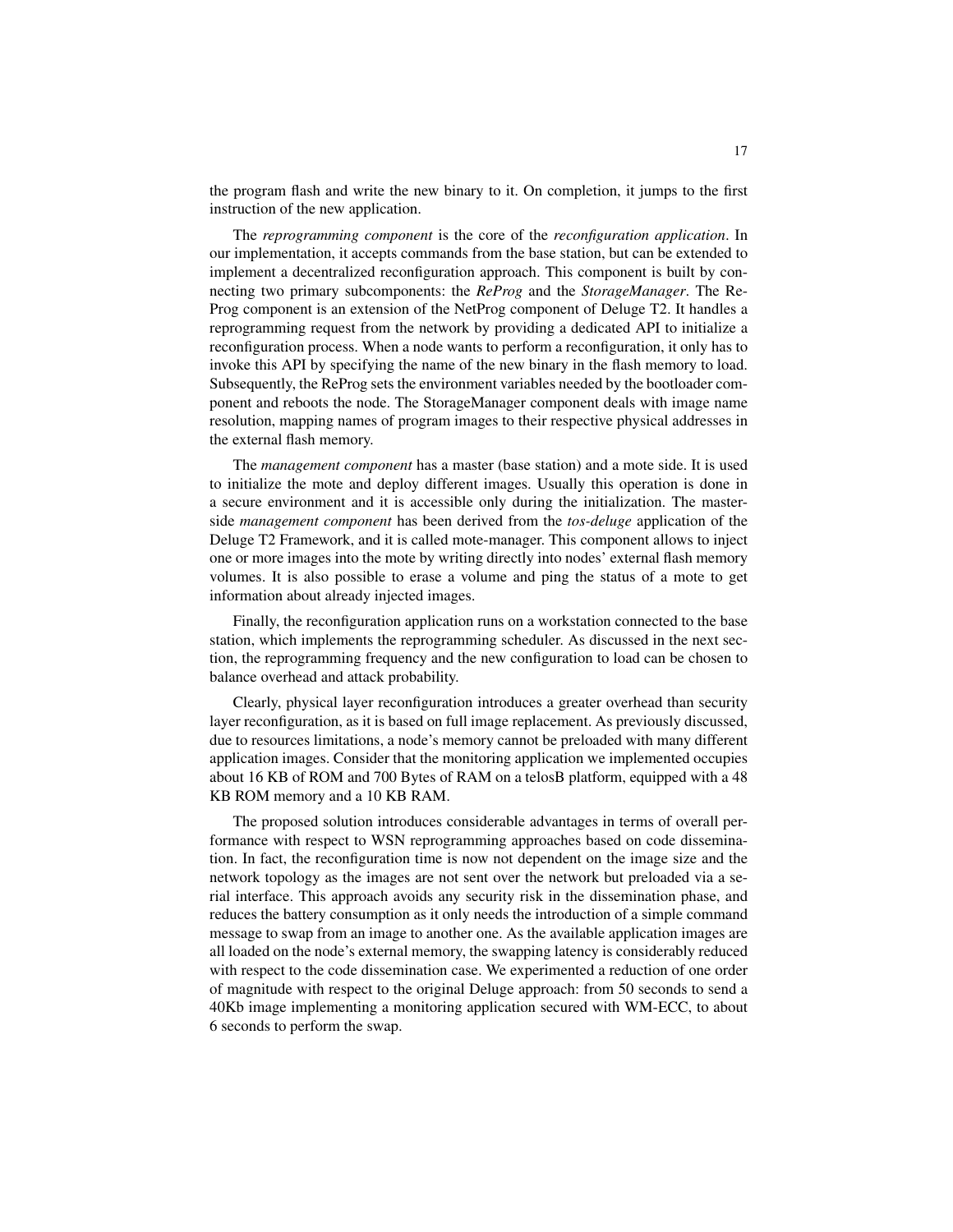the program flash and write the new binary to it. On completion, it jumps to the first instruction of the new application.

The *reprogramming component* is the core of the *reconfiguration application*. In our implementation, it accepts commands from the base station, but can be extended to implement a decentralized reconfiguration approach. This component is built by connecting two primary subcomponents: the *ReProg* and the *StorageManager*. The ReProg component is an extension of the NetProg component of Deluge T2. It handles a reprogramming request from the network by providing a dedicated API to initialize a reconfiguration process. When a node wants to perform a reconfiguration, it only has to invoke this API by specifying the name of the new binary in the flash memory to load. Subsequently, the ReProg sets the environment variables needed by the bootloader component and reboots the node. The StorageManager component deals with image name resolution, mapping names of program images to their respective physical addresses in the external flash memory.

The *management component* has a master (base station) and a mote side. It is used to initialize the mote and deploy different images. Usually this operation is done in a secure environment and it is accessible only during the initialization. The master-side *management component* has been derived from the *tos-deluge* application of the Deluge T2 Framework, and it is called mote-manager. This component allows to inject one or more images into the mote by writing directly into nodes' external flash memory volumes. It is also possible to erase a volume and ping the status of a mote to get information about already injected images.

Finally, the reconfiguration application runs on a workstation connected to the base station, which implements the reprogramming scheduler. As discussed in the next section, the reprogramming frequency and the new configuration to load can be chosen to balance overhead and attack probability.

Clearly, physical layer reconfiguration introduces a greater overhead than security layer reconfiguration, as it is based on full image replacement. As previously discussed, due to resources limitations, a node's memory cannot be preloaded with many different application images. Consider that the monitoring application we implemented occupies about 16 KB of ROM and 700 Bytes of RAM on a telosB platform, equipped with a 48 KB ROM memory and a 10 KB RAM.

The proposed solution introduces considerable advantages in terms of overall performance with respect to WSN reprogramming approaches based on code dissemination. In fact, the reconfiguration time is now not dependent on the image size and the network topology as the images are not sent over the network but preloaded via a serial interface. This approach avoids any security risk in the dissemination phase, and reduces the battery consumption as it only needs the introduction of a simple command message to swap from an image to another one. As the available application images are all loaded on the node's external memory, the swapping latency is considerably reduced with respect to the code dissemination case. We experimented a reduction of one order of magnitude with respect to the original Deluge approach: from 50 seconds to send a 40Kb image implementing a monitoring application secured with WM-ECC, to about 6 seconds to perform the swap.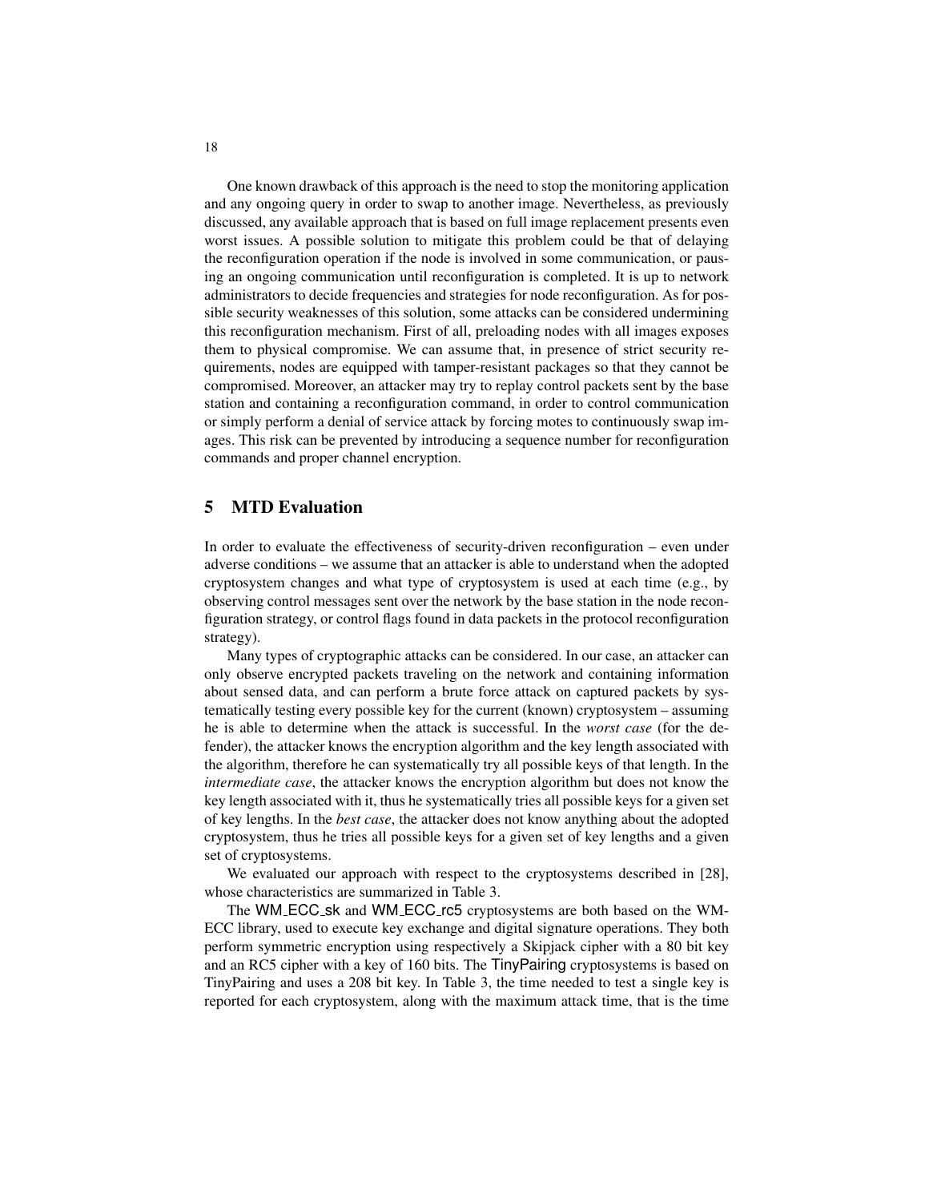One known drawback of this approach is the need to stop the monitoring application and any ongoing query in order to swap to another image. Nevertheless, as previously discussed, any available approach that is based on full image replacement presents even worst issues. A possible solution to mitigate this problem could be that of delaying the reconfiguration operation if the node is involved in some communication, or pausing an ongoing communication until reconfiguration is completed. It is up to network administrators to decide frequencies and strategies for node reconfiguration. As for possible security weaknesses of this solution, some attacks can be considered undermining this reconfiguration mechanism. First of all, preloading nodes with all images exposes them to physical compromise. We can assume that, in presence of strict security requirements, nodes are equipped with tamper-resistant packages so that they cannot be compromised. Moreover, an attacker may try to replay control packets sent by the base station and containing a reconfiguration command, in order to control communication or simply perform a denial of service attack by forcing motes to continuously swap images. This risk can be prevented by introducing a sequence number for reconfiguration commands and proper channel encryption.

## 5 MTD Evaluation

In order to evaluate the effectiveness of security-driven reconfiguration – even under adverse conditions – we assume that an attacker is able to understand when the adopted cryptosystem changes and what type of cryptosystem is used at each time (e.g., by observing control messages sent over the network by the base station in the node reconfiguration strategy, or control flags found in data packets in the protocol reconfiguration strategy).

Many types of cryptographic attacks can be considered. In our case, an attacker can only observe encrypted packets traveling on the network and containing information about sensed data, and can perform a brute force attack on captured packets by systematically testing every possible key for the current (known) cryptosystem – assuming he is able to determine when the attack is successful. In the *worst case* (for the defender), the attacker knows the encryption algorithm and the key length associated with the algorithm, therefore he can systematically try all possible keys of that length. In the *intermediate case*, the attacker knows the encryption algorithm but does not know the key length associated with it, thus he systematically tries all possible keys for a given set of key lengths. In the *best case*, the attacker does not know anything about the adopted cryptosystem, thus he tries all possible keys for a given set of key lengths and a given set of cryptosystems.

We evaluated our approach with respect to the cryptosystems described in [28], whose characteristics are summarized in Table 3.

The WM_ECC_sk and WM_ECC_rc5 cryptosystems are both based on the WM-ECC library, used to execute key exchange and digital signature operations. They both perform symmetric encryption using respectively a Skipjack cipher with a 80 bit key and an RC5 cipher with a key of 160 bits. The TinyPairing cryptosystems is based on TinyPairing and uses a 208 bit key. In Table 3, the time needed to test a single key is reported for each cryptosystem, along with the maximum attack time, that is the time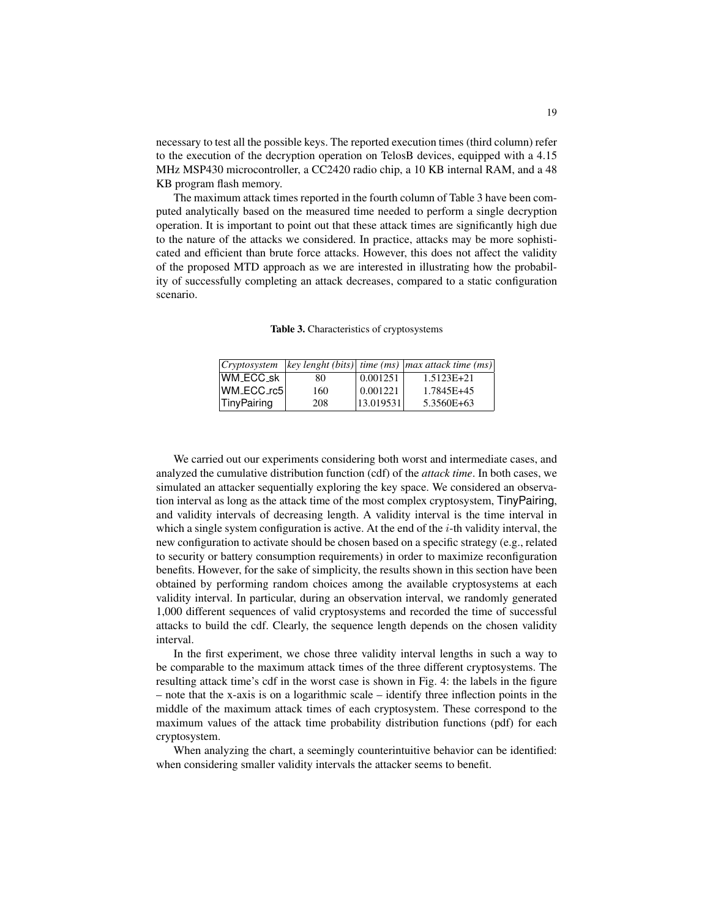necessary to test all the possible keys. The reported execution times (third column) refer to the execution of the decryption operation on TelosB devices, equipped with a 4.15 MHz MSP430 microcontroller, a CC2420 radio chip, a 10 KB internal RAM, and a 48 KB program flash memory.

The maximum attack times reported in the fourth column of Table 3 have been computed analytically based on the measured time needed to perform a single decryption operation. It is important to point out that these attack times are significantly high due to the nature of the attacks we considered. In practice, attacks may be more sophisticated and efficient than brute force attacks. However, this does not affect the validity of the proposed MTD approach as we are interested in illustrating how the probability of successfully completing an attack decreases, compared to a static configuration scenario.

**Table 3.** Characteristics of cryptosystems

| *Cryptosystem* | *key lenght (bits)* | *time (ms)* | *max attack time (ms)* |
|---|---|---|---|
| WM_ECC_sk | 80 | 0.001251 | 1.5123E+21 |
| WM_ECC_rc5 | 160 | 0.001221 | 1.7845E+45 |
| TinyPairing | 208 | 13.019531 | 5.3560E+63 |

We carried out our experiments considering both worst and intermediate cases, and analyzed the cumulative distribution function (cdf) of the *attack time*. In both cases, we simulated an attacker sequentially exploring the key space. We considered an observation interval as long as the attack time of the most complex cryptosystem, TinyPairing, and validity intervals of decreasing length. A validity interval is the time interval in which a single system configuration is active. At the end of the $i$-th validity interval, the new configuration to activate should be chosen based on a specific strategy (e.g., related to security or battery consumption requirements) in order to maximize reconfiguration benefits. However, for the sake of simplicity, the results shown in this section have been obtained by performing random choices among the available cryptosystems at each validity interval. In particular, during an observation interval, we randomly generated 1,000 different sequences of valid cryptosystems and recorded the time of successful attacks to build the cdf. Clearly, the sequence length depends on the chosen validity interval.

In the first experiment, we chose three validity interval lengths in such a way to be comparable to the maximum attack times of the three different cryptosystems. The resulting attack time's cdf in the worst case is shown in Fig. 4: the labels in the figure – note that the x-axis is on a logarithmic scale – identify three inflection points in the middle of the maximum attack times of each cryptosystem. These correspond to the maximum values of the attack time probability distribution functions (pdf) for each cryptosystem.

When analyzing the chart, a seemingly counterintuitive behavior can be identified: when considering smaller validity intervals the attacker seems to benefit.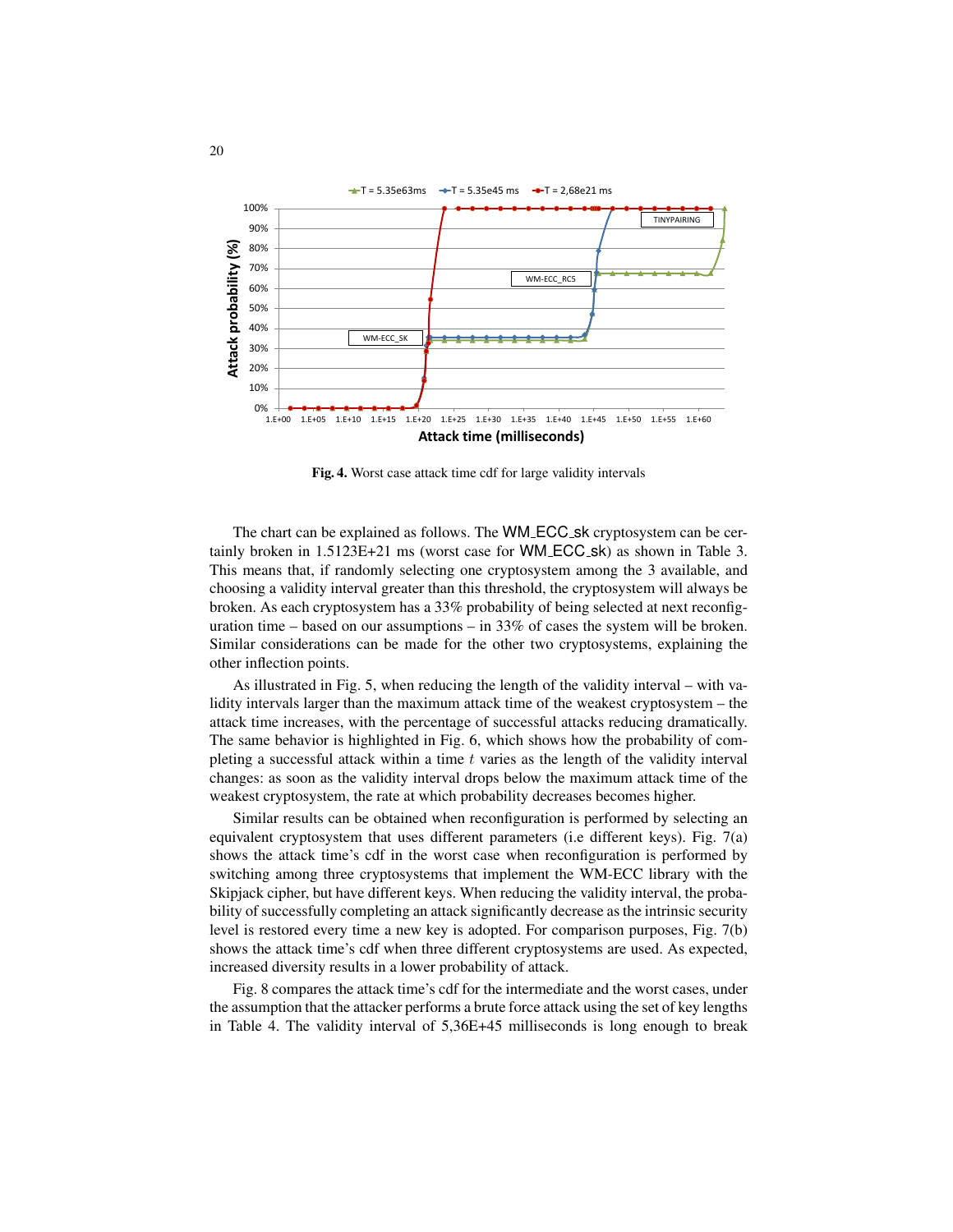**Fig. 4.** Worst case attack time cdf for large validity intervals

The chart can be explained as follows. The WM_ECC_sk cryptosystem can be certainly broken in 1.5123E+21 ms (worst case for WM_ECC_sk) as shown in Table 3. This means that, if randomly selecting one cryptosystem among the 3 available, and choosing a validity interval greater than this threshold, the cryptosystem will always be broken. As each cryptosystem has a 33% probability of being selected at next reconfiguration time – based on our assumptions – in 33% of cases the system will be broken. Similar considerations can be made for the other two cryptosystems, explaining the other inflection points.

As illustrated in Fig. 5, when reducing the length of the validity interval – with validity intervals larger than the maximum attack time of the weakest cryptosystem – the attack time increases, with the percentage of successful attacks reducing dramatically. The same behavior is highlighted in Fig. 6, which shows how the probability of completing a successful attack within a time $t$ varies as the length of the validity interval changes: as soon as the validity interval drops below the maximum attack time of the weakest cryptosystem, the rate at which probability decreases becomes higher.

Similar results can be obtained when reconfiguration is performed by selecting an equivalent cryptosystem that uses different parameters (i.e different keys). Fig. 7(a) shows the attack time's cdf in the worst case when reconfiguration is performed by switching among three cryptosystems that implement the WM-ECC library with the Skipjack cipher, but have different keys. When reducing the validity interval, the probability of successfully completing an attack significantly decrease as the intrinsic security level is restored every time a new key is adopted. For comparison purposes, Fig. 7(b) shows the attack time's cdf when three different cryptosystems are used. As expected, increased diversity results in a lower probability of attack.

Fig. 8 compares the attack time's cdf for the intermediate and the worst cases, under the assumption that the attacker performs a brute force attack using the set of key lengths in Table 4. The validity interval of 5,36E+45 milliseconds is long enough to break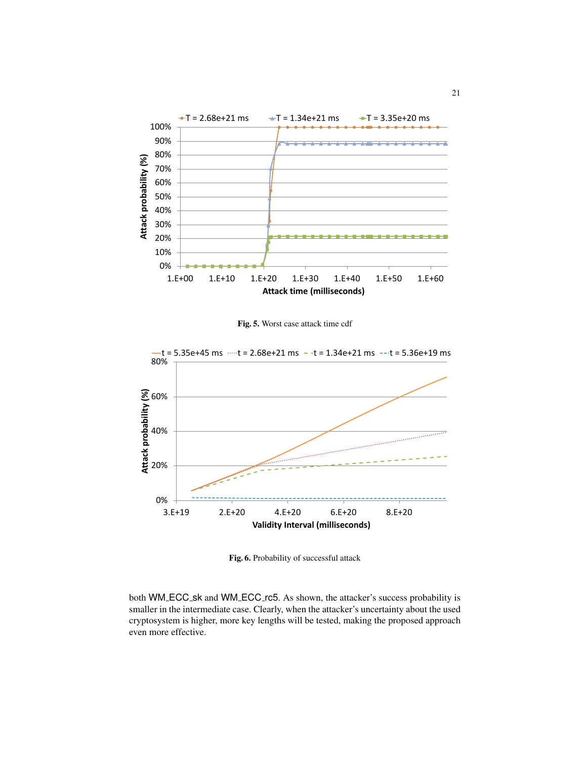Fig. 5. Worst case attack time cdf

Fig. 6. Probability of successful attack

both WM_ECC_sk and WM_ECC_rc5. As shown, the attacker's success probability is smaller in the intermediate case. Clearly, when the attacker's uncertainty about the used cryptosystem is higher, more key lengths will be tested, making the proposed approach even more effective.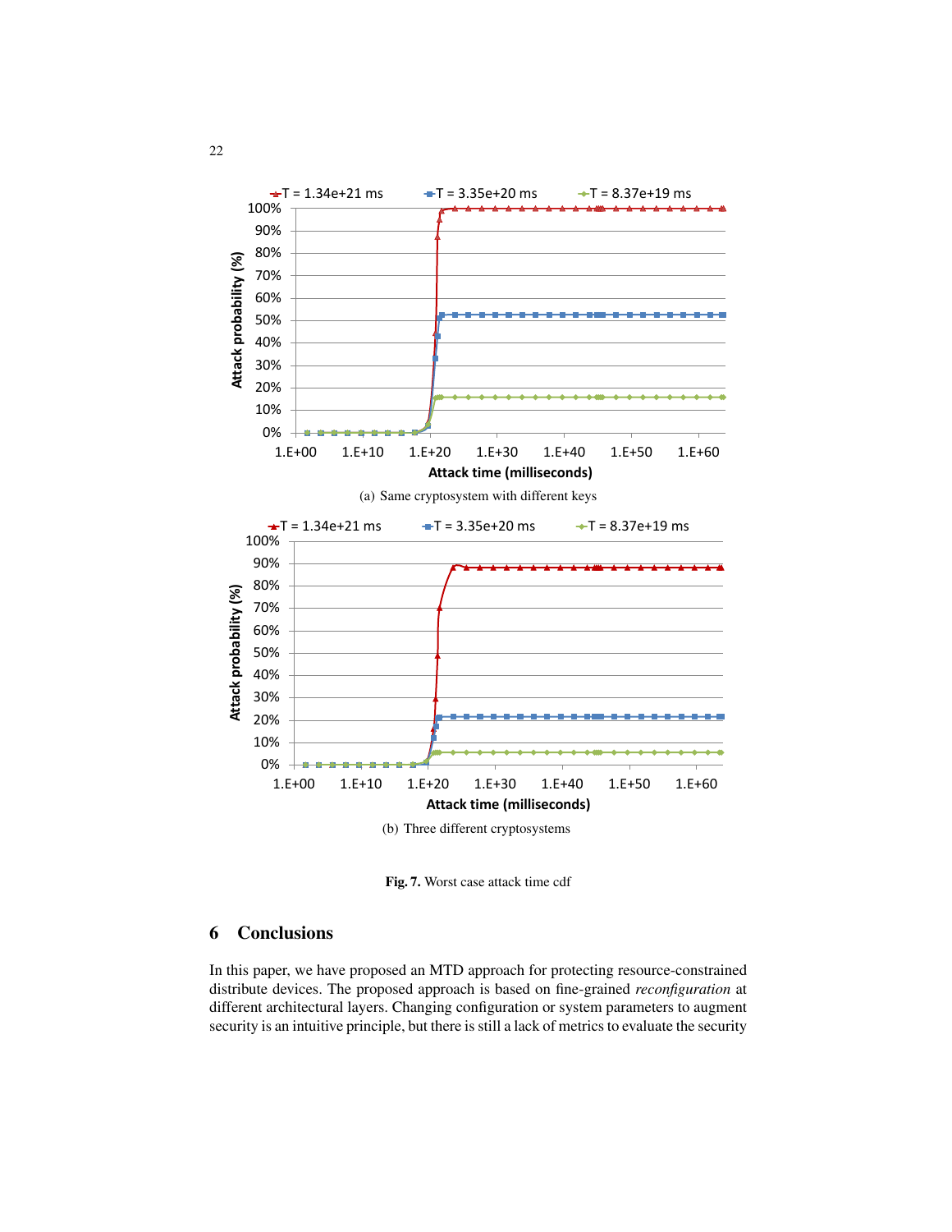(a) Same cryptosystem with different keys

(b) Three different cryptosystems

**Fig. 7.** Worst case attack time cdf

## 6 Conclusions

In this paper, we have proposed an MTD approach for protecting resource-constrained distribute devices. The proposed approach is based on fine-grained *reconfiguration* at different architectural layers. Changing configuration or system parameters to augment security is an intuitive principle, but there is still a lack of metrics to evaluate the security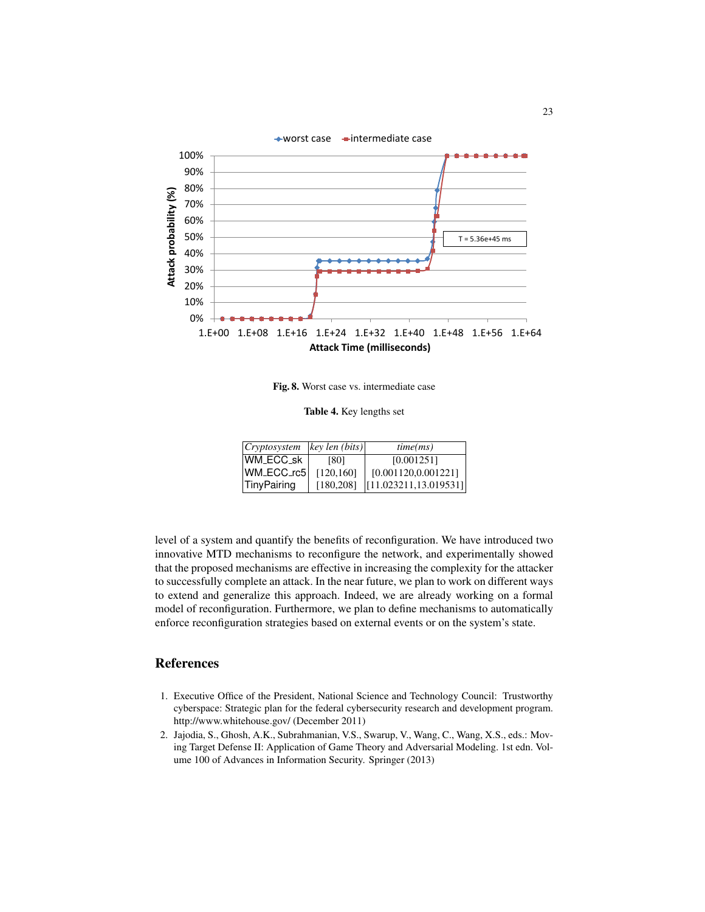Fig. 8. Worst case vs. intermediate case

Table 4. Key lengths set

| *Cryptosystem* | *key len (bits)* | *time(ms)* |
| --- | --- | --- |
| WM_ECC_sk | [80] | [0.001251] |
| WM_ECC_rc5 | [120,160] | [0.001120,0.001221] |
| TinyPairing | [180,208] | [11.023211,13.019531] |

level of a system and quantify the benefits of reconfiguration. We have introduced two innovative MTD mechanisms to reconfigure the network, and experimentally showed that the proposed mechanisms are effective in increasing the complexity for the attacker to successfully complete an attack. In the near future, we plan to work on different ways to extend and generalize this approach. Indeed, we are already working on a formal model of reconfiguration. Furthermore, we plan to define mechanisms to automatically enforce reconfiguration strategies based on external events or on the system's state.

## References

1. Executive Office of the President, National Science and Technology Council: Trustworthy cyberspace: Strategic plan for the federal cybersecurity research and development program. http://www.whitehouse.gov/ (December 2011)
2. Jajodia, S., Ghosh, A.K., Subrahmanian, V.S., Swarup, V., Wang, C., Wang, X.S., eds.: Moving Target Defense II: Application of Game Theory and Adversarial Modeling. 1st edn. Volume 100 of Advances in Information Security. Springer (2013)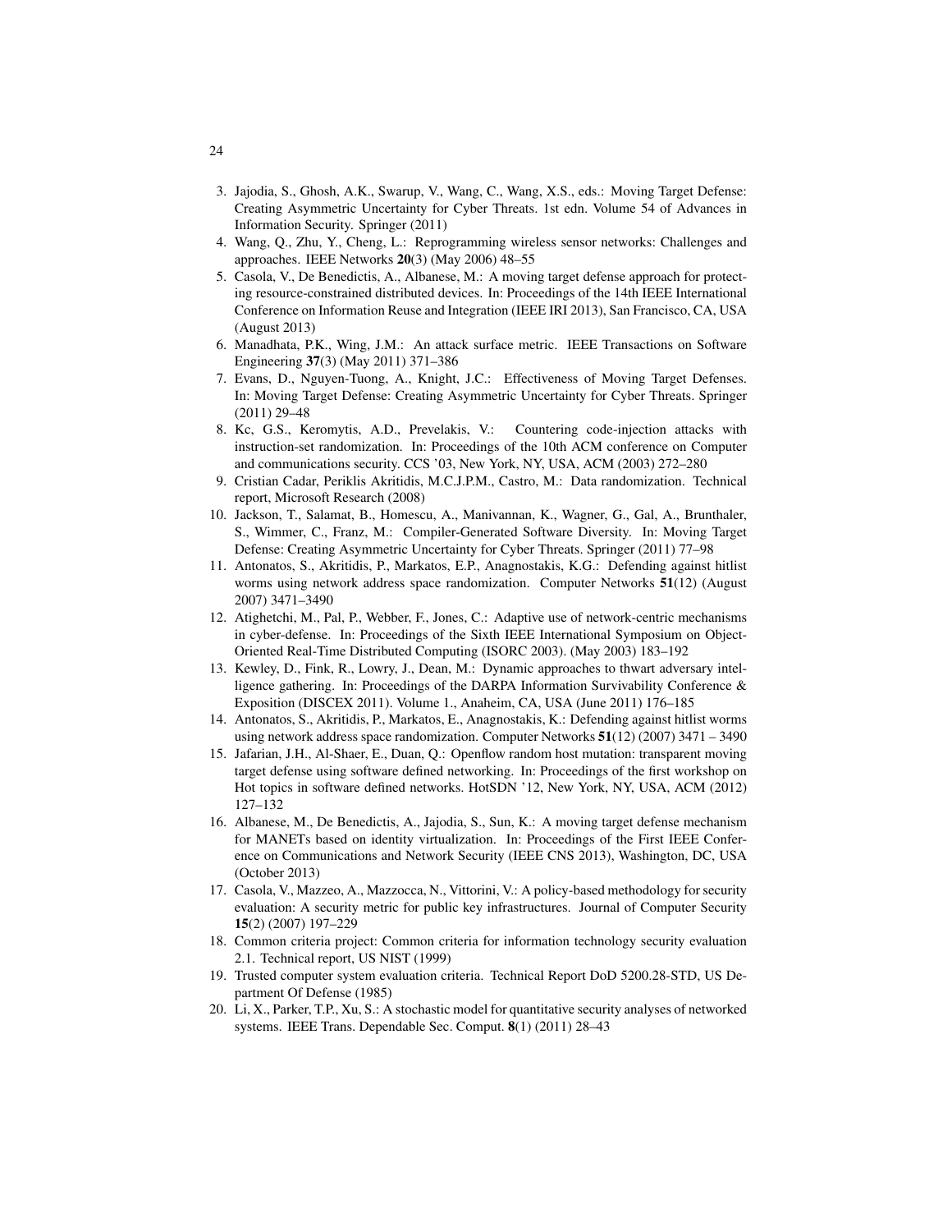3. Jajodia, S., Ghosh, A.K., Swarup, V., Wang, C., Wang, X.S., eds.: Moving Target Defense: Creating Asymmetric Uncertainty for Cyber Threats. 1st edn. Volume 54 of Advances in Information Security. Springer (2011)
4. Wang, Q., Zhu, Y., Cheng, L.: Reprogramming wireless sensor networks: Challenges and approaches. IEEE Networks **20**(3) (May 2006) 48–55
5. Casola, V., De Benedictis, A., Albanese, M.: A moving target defense approach for protecting resource-constrained distributed devices. In: Proceedings of the 14th IEEE International Conference on Information Reuse and Integration (IEEE IRI 2013), San Francisco, CA, USA (August 2013)
6. Manadhata, P.K., Wing, J.M.: An attack surface metric. IEEE Transactions on Software Engineering **37**(3) (May 2011) 371–386
7. Evans, D., Nguyen-Tuong, A., Knight, J.C.: Effectiveness of Moving Target Defenses. In: Moving Target Defense: Creating Asymmetric Uncertainty for Cyber Threats. Springer (2011) 29–48
8. Kc, G.S., Keromytis, A.D., Prevelakis, V.: Countering code-injection attacks with instruction-set randomization. In: Proceedings of the 10th ACM conference on Computer and communications security. CCS '03, New York, NY, USA, ACM (2003) 272–280
9. Cristian Cadar, Periklis Akritidis, M.C.J.P.M., Castro, M.: Data randomization. Technical report, Microsoft Research (2008)
10. Jackson, T., Salamat, B., Homescu, A., Manivannan, K., Wagner, G., Gal, A., Brunthaler, S., Wimmer, C., Franz, M.: Compiler-Generated Software Diversity. In: Moving Target Defense: Creating Asymmetric Uncertainty for Cyber Threats. Springer (2011) 77–98
11. Antonatos, S., Akritidis, P., Markatos, E.P., Anagnostakis, K.G.: Defending against hitlist worms using network address space randomization. Computer Networks **51**(12) (August 2007) 3471–3490
12. Atighetchi, M., Pal, P., Webber, F., Jones, C.: Adaptive use of network-centric mechanisms in cyber-defense. In: Proceedings of the Sixth IEEE International Symposium on Object-Oriented Real-Time Distributed Computing (ISORC 2003). (May 2003) 183–192
13. Kewley, D., Fink, R., Lowry, J., Dean, M.: Dynamic approaches to thwart adversary intelligence gathering. In: Proceedings of the DARPA Information Survivability Conference & Exposition (DISCEX 2011). Volume 1., Anaheim, CA, USA (June 2011) 176–185
14. Antonatos, S., Akritidis, P., Markatos, E., Anagnostakis, K.: Defending against hitlist worms using network address space randomization. Computer Networks **51**(12) (2007) 3471 – 3490
15. Jafarian, J.H., Al-Shaer, E., Duan, Q.: Openflow random host mutation: transparent moving target defense using software defined networking. In: Proceedings of the first workshop on Hot topics in software defined networks. HotSDN '12, New York, NY, USA, ACM (2012) 127–132
16. Albanese, M., De Benedictis, A., Jajodia, S., Sun, K.: A moving target defense mechanism for MANETs based on identity virtualization. In: Proceedings of the First IEEE Conference on Communications and Network Security (IEEE CNS 2013), Washington, DC, USA (October 2013)
17. Casola, V., Mazzeo, A., Mazzocca, N., Vittorini, V.: A policy-based methodology for security evaluation: A security metric for public key infrastructures. Journal of Computer Security **15**(2) (2007) 197–229
18. Common criteria project: Common criteria for information technology security evaluation 2.1. Technical report, US NIST (1999)
19. Trusted computer system evaluation criteria. Technical Report DoD 5200.28-STD, US Department Of Defense (1985)
20. Li, X., Parker, T.P., Xu, S.: A stochastic model for quantitative security analyses of networked systems. IEEE Trans. Dependable Sec. Comput. **8**(1) (2011) 28–43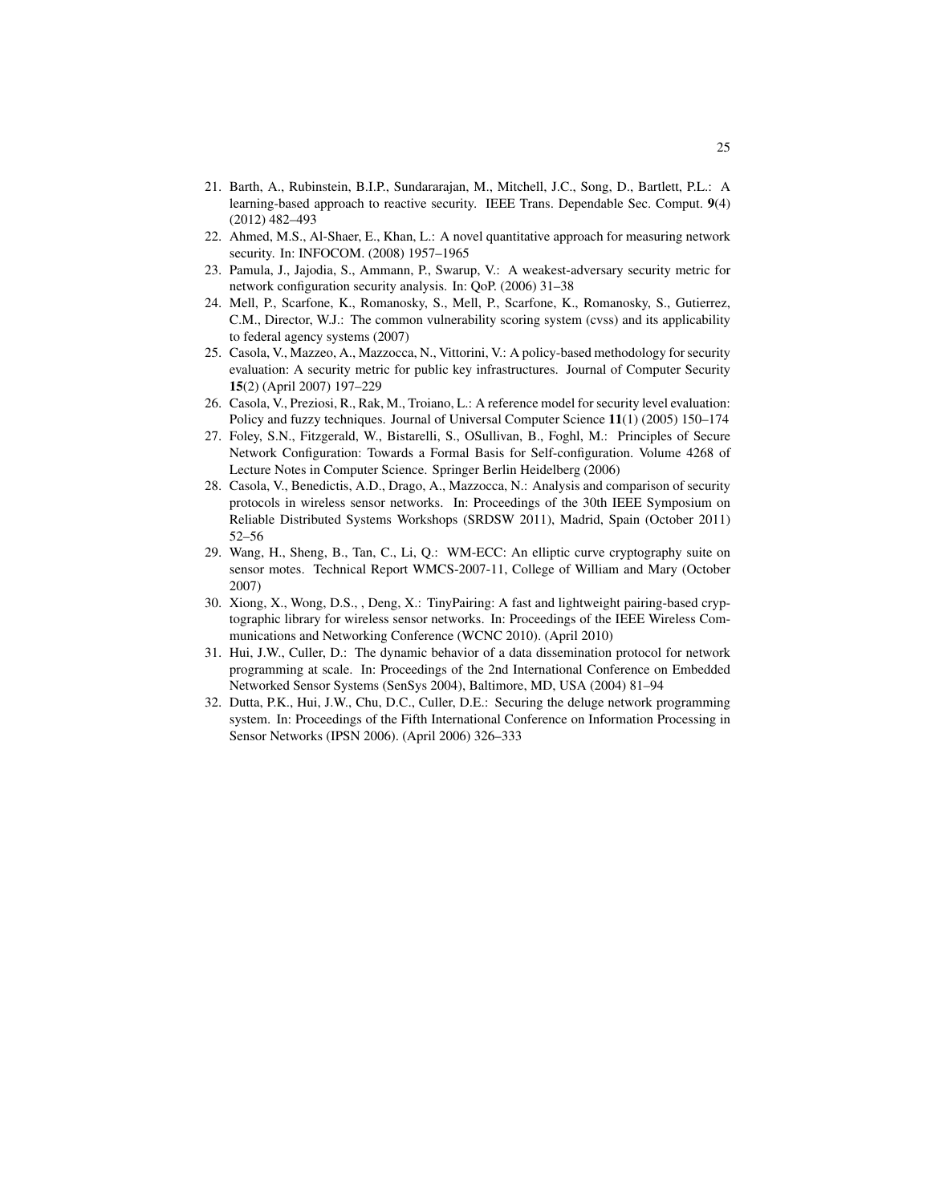21. Barth, A., Rubinstein, B.I.P., Sundararajan, M., Mitchell, J.C., Song, D., Bartlett, P.L.: A learning-based approach to reactive security. IEEE Trans. Dependable Sec. Comput. **9**(4) (2012) 482–493
22. Ahmed, M.S., Al-Shaer, E., Khan, L.: A novel quantitative approach for measuring network security. In: INFOCOM. (2008) 1957–1965
23. Pamula, J., Jajodia, S., Ammann, P., Swarup, V.: A weakest-adversary security metric for network configuration security analysis. In: QoP. (2006) 31–38
24. Mell, P., Scarfone, K., Romanosky, S., Mell, P., Scarfone, K., Romanosky, S., Gutierrez, C.M., Director, W.J.: The common vulnerability scoring system (cvss) and its applicability to federal agency systems (2007)
25. Casola, V., Mazzeo, A., Mazzocca, N., Vittorini, V.: A policy-based methodology for security evaluation: A security metric for public key infrastructures. Journal of Computer Security **15**(2) (April 2007) 197–229
26. Casola, V., Preziosi, R., Rak, M., Troiano, L.: A reference model for security level evaluation: Policy and fuzzy techniques. Journal of Universal Computer Science **11**(1) (2005) 150–174
27. Foley, S.N., Fitzgerald, W., Bistarelli, S., OSullivan, B., Foghl, M.: Principles of Secure Network Configuration: Towards a Formal Basis for Self-configuration. Volume 4268 of Lecture Notes in Computer Science. Springer Berlin Heidelberg (2006)
28. Casola, V., Benedictis, A.D., Drago, A., Mazzocca, N.: Analysis and comparison of security protocols in wireless sensor networks. In: Proceedings of the 30th IEEE Symposium on Reliable Distributed Systems Workshops (SRDSW 2011), Madrid, Spain (October 2011) 52–56
29. Wang, H., Sheng, B., Tan, C., Li, Q.: WM-ECC: An elliptic curve cryptography suite on sensor motes. Technical Report WMCS-2007-11, College of William and Mary (October 2007)
30. Xiong, X., Wong, D.S., , Deng, X.: TinyPairing: A fast and lightweight pairing-based cryptographic library for wireless sensor networks. In: Proceedings of the IEEE Wireless Communications and Networking Conference (WCNC 2010). (April 2010)
31. Hui, J.W., Culler, D.: The dynamic behavior of a data dissemination protocol for network programming at scale. In: Proceedings of the 2nd International Conference on Embedded Networked Sensor Systems (SenSys 2004), Baltimore, MD, USA (2004) 81–94
32. Dutta, P.K., Hui, J.W., Chu, D.C., Culler, D.E.: Securing the deluge network programming system. In: Proceedings of the Fifth International Conference on Information Processing in Sensor Networks (IPSN 2006). (April 2006) 326–333